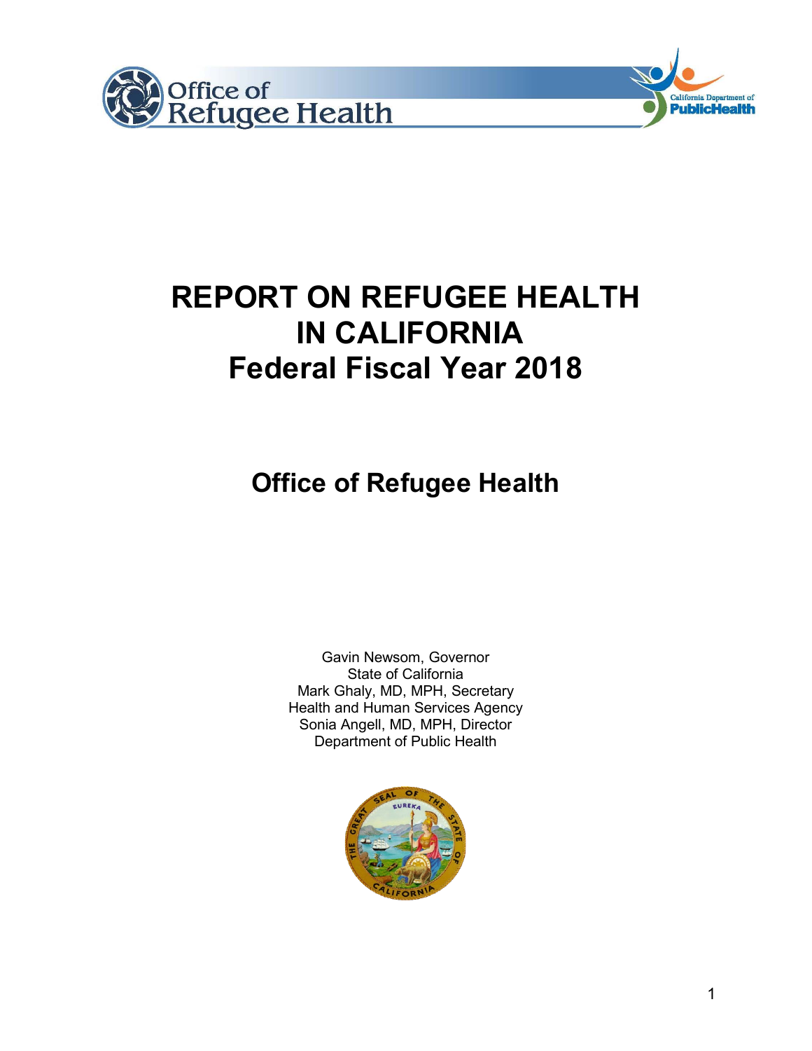# REPORT ON REFUGEE HEALTH IN CALIFORNIA
# Federal Fiscal Year 2018

## Office of Refugee Health

Gavin Newsom, Governor
State of California
Mark Ghaly, MD, MPH, Secretary
Health and Human Services Agency
Sonia Angell, MD, MPH, Director
Department of Public Health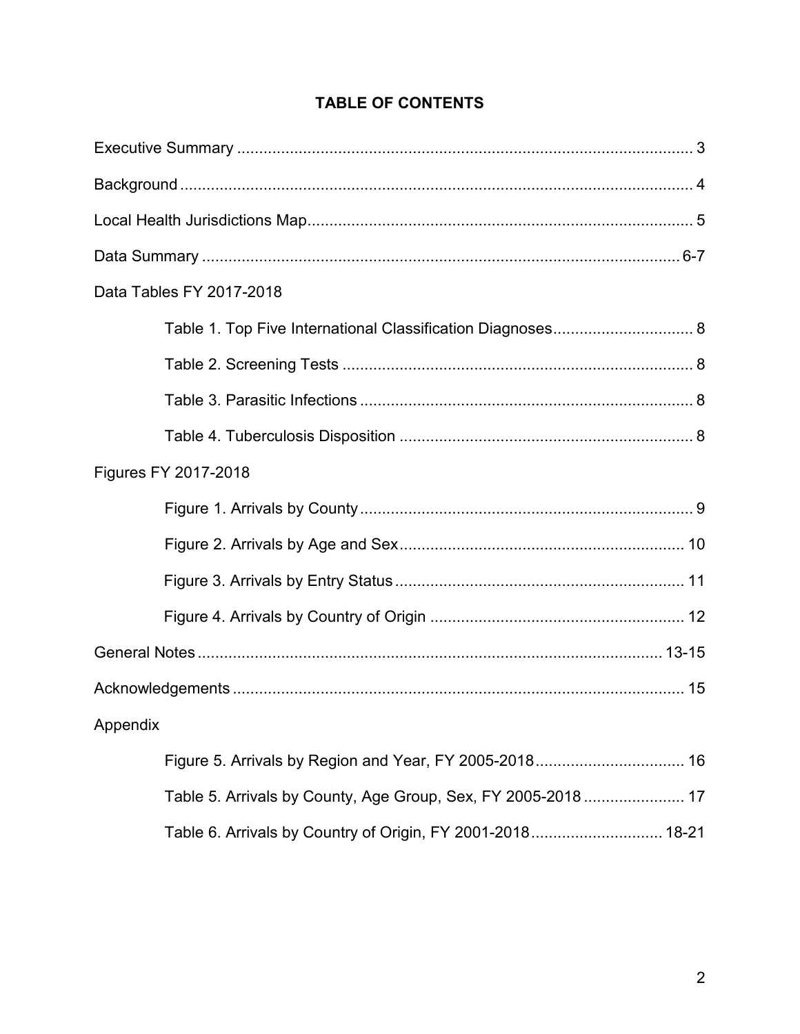# TABLE OF CONTENTS

Executive Summary ........................................................................................................ 3

Background .................................................................................................................... 4

Local Health Jurisdictions Map ....................................................................................... 5

Data Summary ............................................................................................................ 6-7

Data Tables FY 2017-2018

- Table 1. Top Five International Classification Diagnoses ................................ 8
- Table 2. Screening Tests ................................................................................. 8
- Table 3. Parasitic Infections ............................................................................ 8
- Table 4. Tuberculosis Disposition ................................................................... 8

Figures FY 2017-2018

- Figure 1. Arrivals by County ............................................................................ 9
- Figure 2. Arrivals by Age and Sex ................................................................. 10
- Figure 3. Arrivals by Entry Status .................................................................. 11
- Figure 4. Arrivals by Country of Origin .......................................................... 12

General Notes ........................................................................................................ 13-15

Acknowledgements ...................................................................................................... 15

Appendix

- Figure 5. Arrivals by Region and Year, FY 2005-2018 .................................. 16
- Table 5. Arrivals by County, Age Group, Sex, FY 2005-2018 ....................... 17
- Table 6. Arrivals by Country of Origin, FY 2001-2018 .............................. 18-21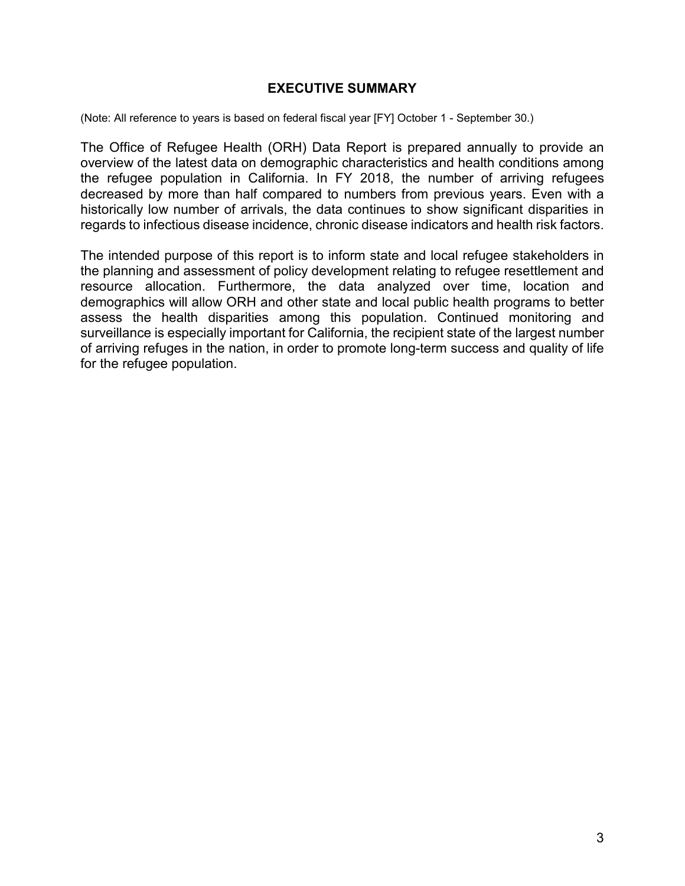# EXECUTIVE SUMMARY

(Note: All reference to years is based on federal fiscal year [FY] October 1 - September 30.)

The Office of Refugee Health (ORH) Data Report is prepared annually to provide an overview of the latest data on demographic characteristics and health conditions among the refugee population in California. In FY 2018, the number of arriving refugees decreased by more than half compared to numbers from previous years. Even with a historically low number of arrivals, the data continues to show significant disparities in regards to infectious disease incidence, chronic disease indicators and health risk factors.

The intended purpose of this report is to inform state and local refugee stakeholders in the planning and assessment of policy development relating to refugee resettlement and resource allocation. Furthermore, the data analyzed over time, location and demographics will allow ORH and other state and local public health programs to better assess the health disparities among this population. Continued monitoring and surveillance is especially important for California, the recipient state of the largest number of arriving refuges in the nation, in order to promote long-term success and quality of life for the refugee population.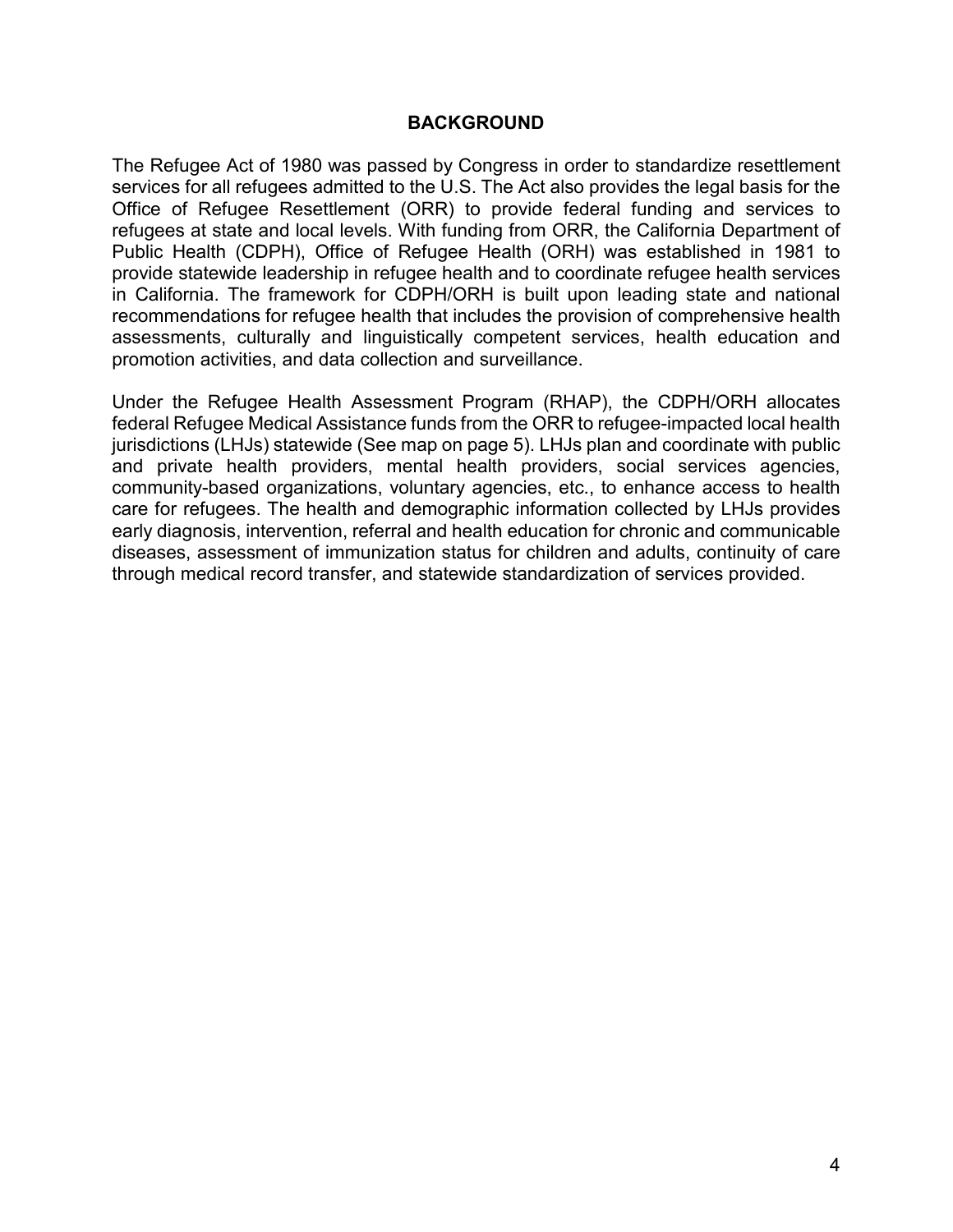## BACKGROUND

The Refugee Act of 1980 was passed by Congress in order to standardize resettlement services for all refugees admitted to the U.S. The Act also provides the legal basis for the Office of Refugee Resettlement (ORR) to provide federal funding and services to refugees at state and local levels. With funding from ORR, the California Department of Public Health (CDPH), Office of Refugee Health (ORH) was established in 1981 to provide statewide leadership in refugee health and to coordinate refugee health services in California. The framework for CDPH/ORH is built upon leading state and national recommendations for refugee health that includes the provision of comprehensive health assessments, culturally and linguistically competent services, health education and promotion activities, and data collection and surveillance.

Under the Refugee Health Assessment Program (RHAP), the CDPH/ORH allocates federal Refugee Medical Assistance funds from the ORR to refugee-impacted local health jurisdictions (LHJs) statewide (See map on page 5). LHJs plan and coordinate with public and private health providers, mental health providers, social services agencies, community-based organizations, voluntary agencies, etc., to enhance access to health care for refugees. The health and demographic information collected by LHJs provides early diagnosis, intervention, referral and health education for chronic and communicable diseases, assessment of immunization status for children and adults, continuity of care through medical record transfer, and statewide standardization of services provided.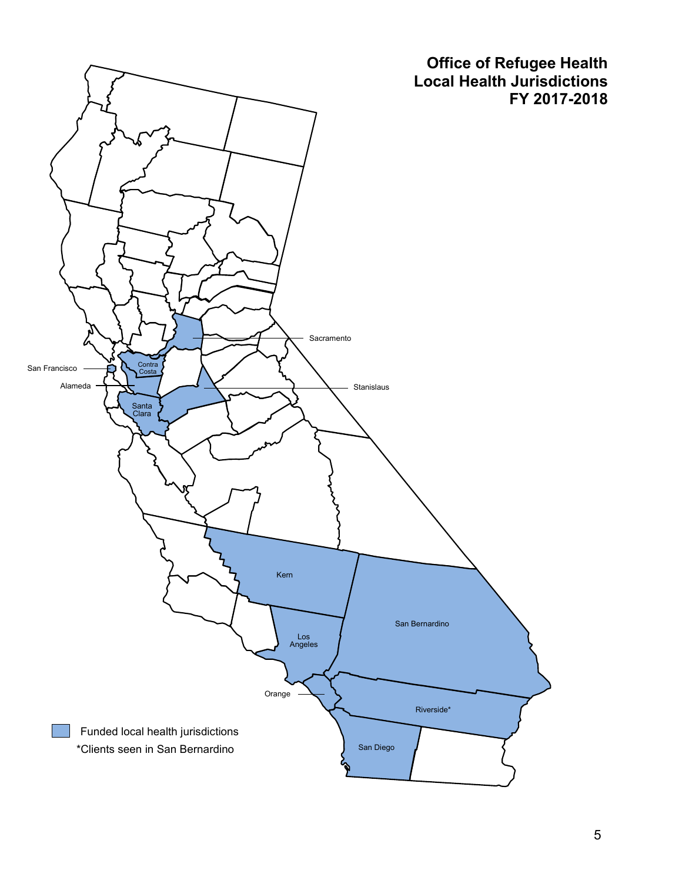# Office of Refugee Health
# Local Health Jurisdictions
# FY 2017-2018

Sacramento

San Francisco

Contra Costa

Alameda

Stanislaus

Santa Clara

Kern

San Bernardino

Los Angeles

Orange

Riverside*

San Diego

Funded local health jurisdictions

*Clients seen in San Bernardino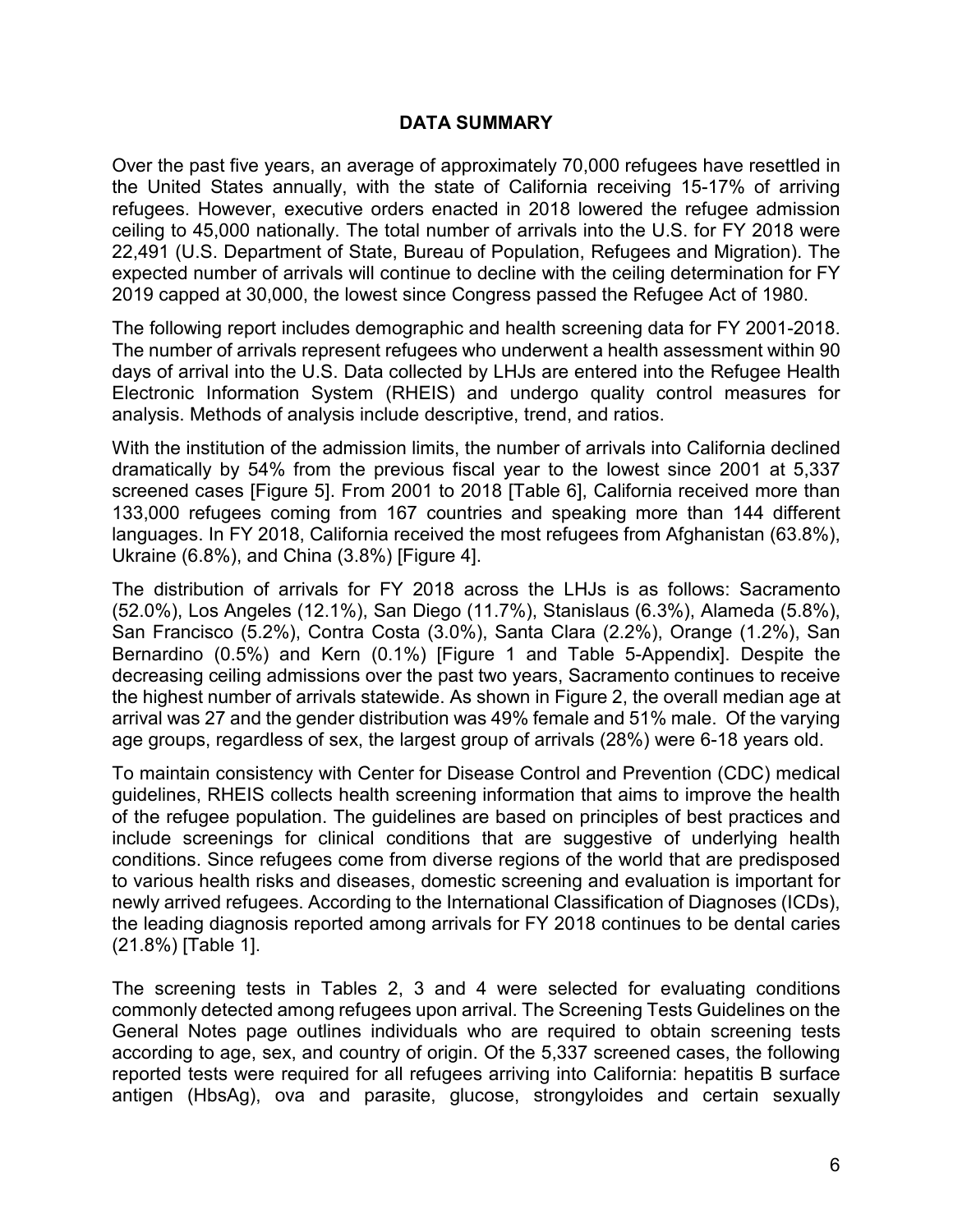## DATA SUMMARY

Over the past five years, an average of approximately 70,000 refugees have resettled in the United States annually, with the state of California receiving 15-17% of arriving refugees. However, executive orders enacted in 2018 lowered the refugee admission ceiling to 45,000 nationally. The total number of arrivals into the U.S. for FY 2018 were 22,491 (U.S. Department of State, Bureau of Population, Refugees and Migration). The expected number of arrivals will continue to decline with the ceiling determination for FY 2019 capped at 30,000, the lowest since Congress passed the Refugee Act of 1980.

The following report includes demographic and health screening data for FY 2001-2018. The number of arrivals represent refugees who underwent a health assessment within 90 days of arrival into the U.S. Data collected by LHJs are entered into the Refugee Health Electronic Information System (RHEIS) and undergo quality control measures for analysis. Methods of analysis include descriptive, trend, and ratios.

With the institution of the admission limits, the number of arrivals into California declined dramatically by 54% from the previous fiscal year to the lowest since 2001 at 5,337 screened cases [Figure 5]. From 2001 to 2018 [Table 6], California received more than 133,000 refugees coming from 167 countries and speaking more than 144 different languages. In FY 2018, California received the most refugees from Afghanistan (63.8%), Ukraine (6.8%), and China (3.8%) [Figure 4].

The distribution of arrivals for FY 2018 across the LHJs is as follows: Sacramento (52.0%), Los Angeles (12.1%), San Diego (11.7%), Stanislaus (6.3%), Alameda (5.8%), San Francisco (5.2%), Contra Costa (3.0%), Santa Clara (2.2%), Orange (1.2%), San Bernardino (0.5%) and Kern (0.1%) [Figure 1 and Table 5-Appendix]. Despite the decreasing ceiling admissions over the past two years, Sacramento continues to receive the highest number of arrivals statewide. As shown in Figure 2, the overall median age at arrival was 27 and the gender distribution was 49% female and 51% male. Of the varying age groups, regardless of sex, the largest group of arrivals (28%) were 6-18 years old.

To maintain consistency with Center for Disease Control and Prevention (CDC) medical guidelines, RHEIS collects health screening information that aims to improve the health of the refugee population. The guidelines are based on principles of best practices and include screenings for clinical conditions that are suggestive of underlying health conditions. Since refugees come from diverse regions of the world that are predisposed to various health risks and diseases, domestic screening and evaluation is important for newly arrived refugees. According to the International Classification of Diagnoses (ICDs), the leading diagnosis reported among arrivals for FY 2018 continues to be dental caries (21.8%) [Table 1].

The screening tests in Tables 2, 3 and 4 were selected for evaluating conditions commonly detected among refugees upon arrival. The Screening Tests Guidelines on the General Notes page outlines individuals who are required to obtain screening tests according to age, sex, and country of origin. Of the 5,337 screened cases, the following reported tests were required for all refugees arriving into California: hepatitis B surface antigen (HbsAg), ova and parasite, glucose, strongyloides and certain sexually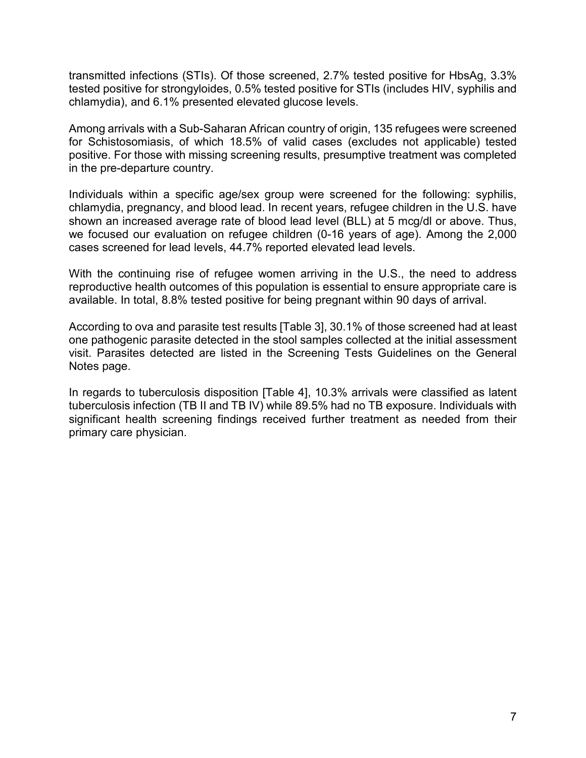transmitted infections (STIs). Of those screened, 2.7% tested positive for HbsAg, 3.3% tested positive for strongyloides, 0.5% tested positive for STIs (includes HIV, syphilis and chlamydia), and 6.1% presented elevated glucose levels.

Among arrivals with a Sub-Saharan African country of origin, 135 refugees were screened for Schistosomiasis, of which 18.5% of valid cases (excludes not applicable) tested positive. For those with missing screening results, presumptive treatment was completed in the pre-departure country.

Individuals within a specific age/sex group were screened for the following: syphilis, chlamydia, pregnancy, and blood lead. In recent years, refugee children in the U.S. have shown an increased average rate of blood lead level (BLL) at 5 mcg/dl or above. Thus, we focused our evaluation on refugee children (0-16 years of age). Among the 2,000 cases screened for lead levels, 44.7% reported elevated lead levels.

With the continuing rise of refugee women arriving in the U.S., the need to address reproductive health outcomes of this population is essential to ensure appropriate care is available. In total, 8.8% tested positive for being pregnant within 90 days of arrival.

According to ova and parasite test results [Table 3], 30.1% of those screened had at least one pathogenic parasite detected in the stool samples collected at the initial assessment visit. Parasites detected are listed in the Screening Tests Guidelines on the General Notes page.

In regards to tuberculosis disposition [Table 4], 10.3% arrivals were classified as latent tuberculosis infection (TB II and TB IV) while 89.5% had no TB exposure. Individuals with significant health screening findings received further treatment as needed from their primary care physician.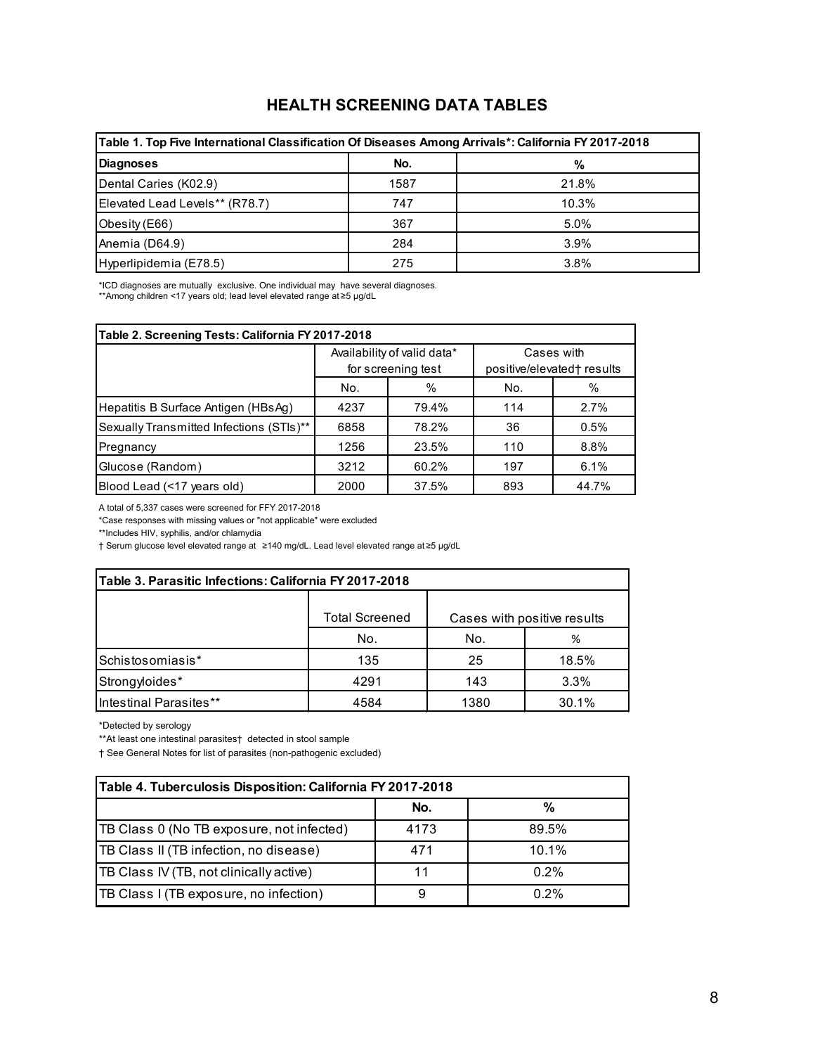## HEALTH SCREENING DATA TABLES

| Table 1. Top Five International Classification Of Diseases Among Arrivals*: California FY 2017-2018 | | |
|---|---|---|
| **Diagnoses** | **No.** | **%** |
| Dental Caries (K02.9) | 1587 | 21.8% |
| Elevated Lead Levels** (R78.7) | 747 | 10.3% |
| Obesity (E66) | 367 | 5.0% |
| Anemia (D64.9) | 284 | 3.9% |
| Hyperlipidemia (E78.5) | 275 | 3.8% |

*ICD diagnoses are mutually exclusive. One individual may have several diagnoses.
**Among children <17 years old; lead level elevated range at ≥5 μg/dL

| Table 2. Screening Tests: California FY 2017-2018 | | | | |
|---|---|---|---|---|
| | Availability of valid data* for screening test | | Cases with positive/elevated† results | |
| | No. | % | No. | % |
| Hepatitis B Surface Antigen (HBsAg) | 4237 | 79.4% | 114 | 2.7% |
| Sexually Transmitted Infections (STIs)** | 6858 | 78.2% | 36 | 0.5% |
| Pregnancy | 1256 | 23.5% | 110 | 8.8% |
| Glucose (Random) | 3212 | 60.2% | 197 | 6.1% |
| Blood Lead (<17 years old) | 2000 | 37.5% | 893 | 44.7% |

A total of 5,337 cases were screened for FFY 2017-2018
*Case responses with missing values or "not applicable" were excluded
**Includes HIV, syphilis, and/or chlamydia
† Serum glucose level elevated range at ≥140 mg/dL. Lead level elevated range at ≥5 μg/dL

| Table 3. Parasitic Infections: California FY 2017-2018 | | | |
|---|---|---|---|
| | Total Screened | Cases with positive results | |
| | No. | No. | % |
| Schistosomiasis* | 135 | 25 | 18.5% |
| Strongyloides* | 4291 | 143 | 3.3% |
| Intestinal Parasites** | 4584 | 1380 | 30.1% |

*Detected by serology
**At least one intestinal parasites† detected in stool sample
† See General Notes for list of parasites (non-pathogenic excluded)

| Table 4. Tuberculosis Disposition: California FY 2017-2018 | | |
|---|---|---|
| | **No.** | **%** |
| TB Class 0 (No TB exposure, not infected) | 4173 | 89.5% |
| TB Class II (TB infection, no disease) | 471 | 10.1% |
| TB Class IV (TB, not clinically active) | 11 | 0.2% |
| TB Class I (TB exposure, no infection) | 9 | 0.2% |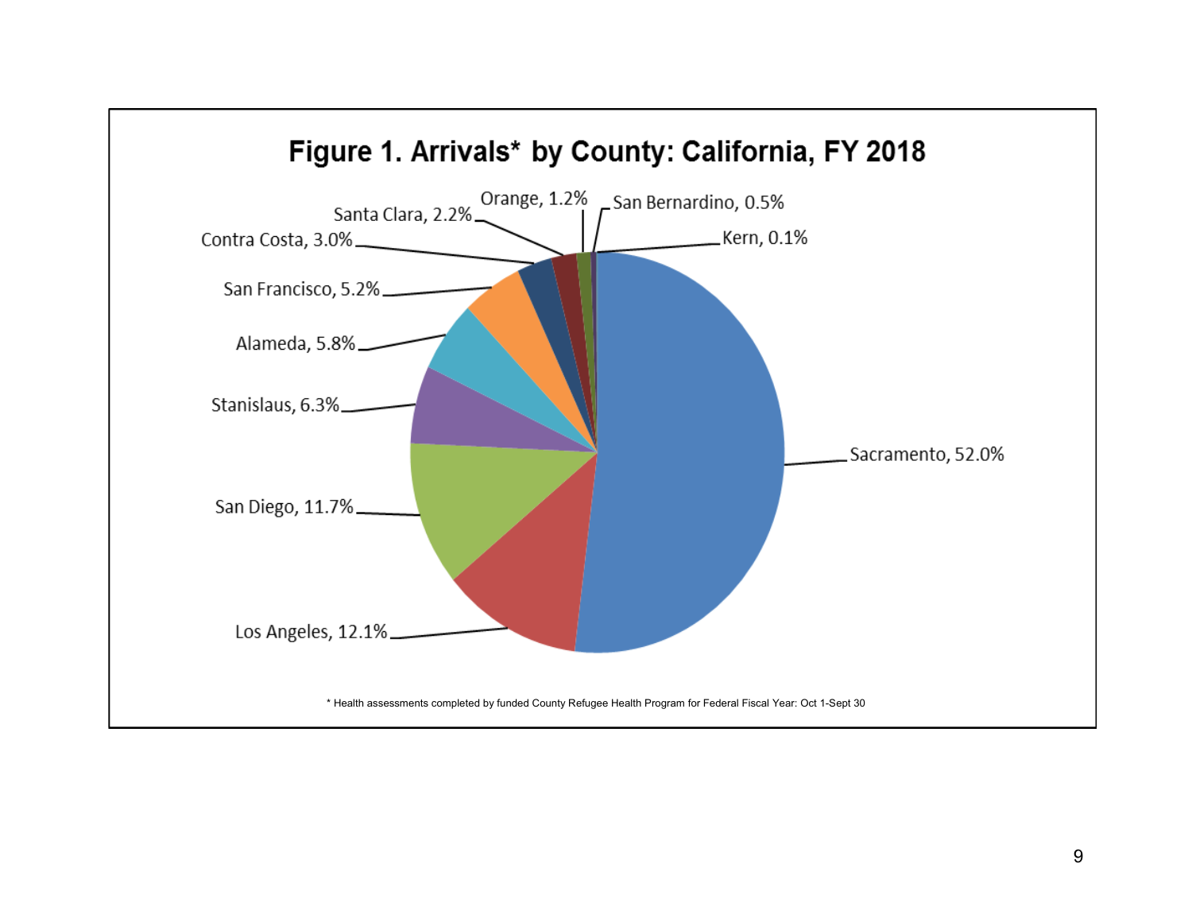## Figure 1. Arrivals* by County: California, FY 2018

| County | Percent |
|---|---|
| Sacramento | 52.0% |
| Los Angeles | 12.1% |
| San Diego | 11.7% |
| Stanislaus | 6.3% |
| Alameda | 5.8% |
| San Francisco | 5.2% |
| Contra Costa | 3.0% |
| Santa Clara | 2.2% |
| Orange | 1.2% |
| San Bernardino | 0.5% |
| Kern | 0.1% |

* Health assessments completed by funded County Refugee Health Program for Federal Fiscal Year: Oct 1-Sept 30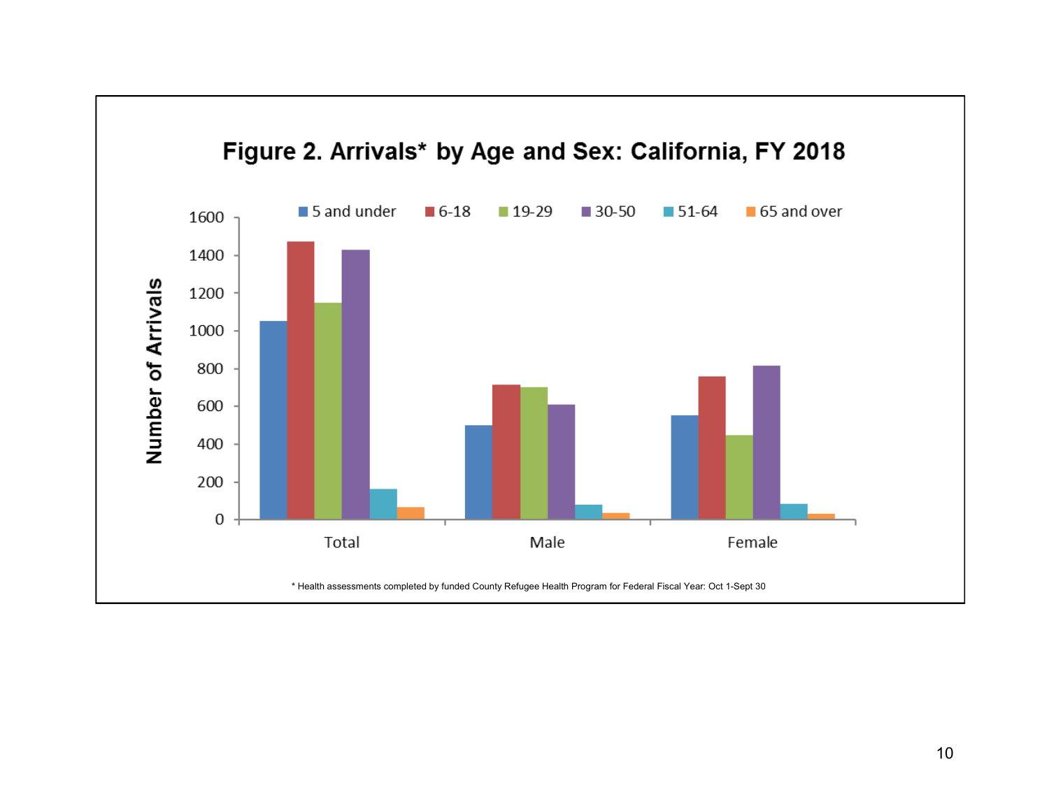**Figure 2. Arrivals* by Age and Sex: California, FY 2018**

\* Health assessments completed by funded County Refugee Health Program for Federal Fiscal Year: Oct 1-Sept 30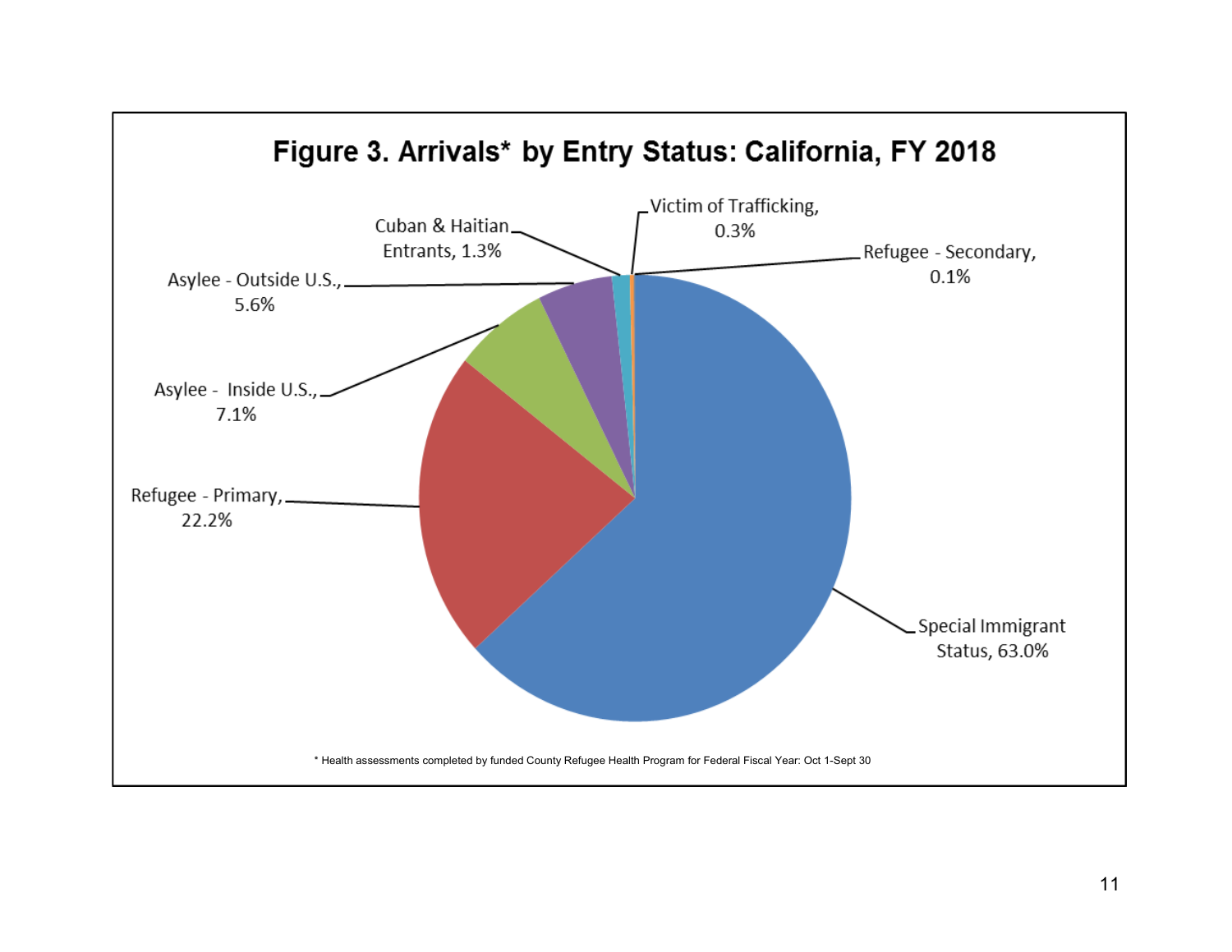**Figure 3. Arrivals* by Entry Status: California, FY 2018**

| Entry Status | Percent |
|---|---|
| Special Immigrant Status | 63.0% |
| Refugee - Primary | 22.2% |
| Asylee - Inside U.S. | 7.1% |
| Asylee - Outside U.S. | 5.6% |
| Cuban & Haitian Entrants | 1.3% |
| Victim of Trafficking | 0.3% |
| Refugee - Secondary | 0.1% |

* Health assessments completed by funded County Refugee Health Program for Federal Fiscal Year: Oct 1-Sept 30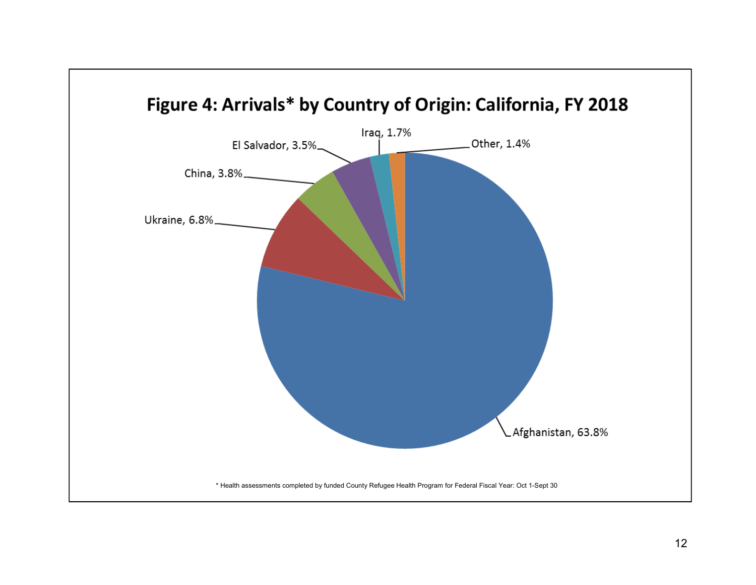# Figure 4: Arrivals* by Country of Origin: California, FY 2018

| Country of Origin | Percent |
|---|---|
| Afghanistan | 63.8% |
| Ukraine | 6.8% |
| China | 3.8% |
| El Salvador | 3.5% |
| Iraq | 1.7% |
| Other | 1.4% |

\* Health assessments completed by funded County Refugee Health Program for Federal Fiscal Year: Oct 1-Sept 30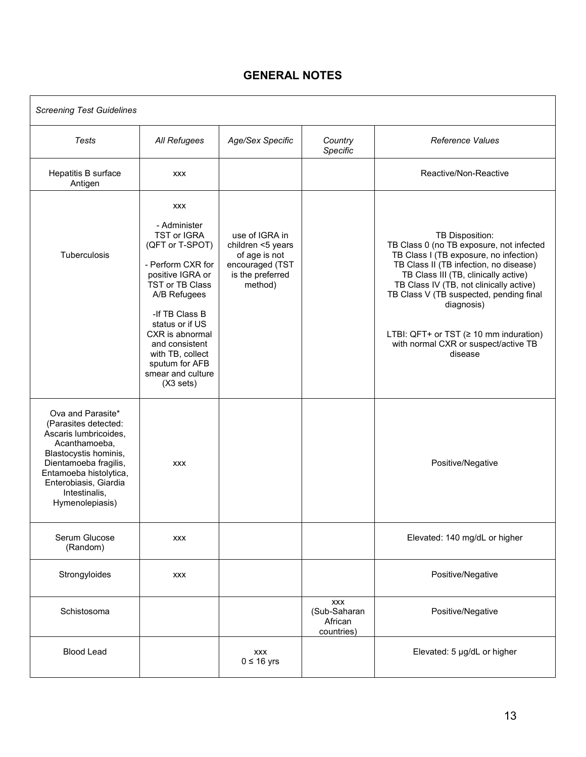## GENERAL NOTES

| *Screening Test Guidelines* | | | | |
|---|---|---|---|---|
| *Tests* | *All Refugees* | *Age/Sex Specific* | *Country Specific* | *Reference Values* |
| Hepatitis B surface Antigen | xxx | | | Reactive/Non-Reactive |
| Tuberculosis | xxx<br><br>- Administer TST or IGRA (QFT or T-SPOT)<br><br>- Perform CXR for positive IGRA or TST or TB Class A/B Refugees<br><br>-If TB Class B status or if US CXR is abnormal and consistent with TB, collect sputum for AFB smear and culture (X3 sets) | use of IGRA in children <5 years of age is not encouraged (TST is the preferred method) | | TB Disposition:<br>TB Class 0 (no TB exposure, not infected<br>TB Class I (TB exposure, no infection)<br>TB Class II (TB infection, no disease)<br>TB Class III (TB, clinically active)<br>TB Class IV (TB, not clinically active)<br>TB Class V (TB suspected, pending final diagnosis)<br><br>LTBI: QFT+ or TST (≥ 10 mm induration) with normal CXR or suspect/active TB disease |
| Ova and Parasite* (Parasites detected: Ascaris lumbricoides, Acanthamoeba, Blastocystis hominis, Dientamoeba fragilis, Entamoeba histolytica, Enterobiasis, Giardia Intestinalis, Hymenolepiasis) | xxx | | | Positive/Negative |
| Serum Glucose (Random) | xxx | | | Elevated: 140 mg/dL or higher |
| Strongyloides | xxx | | | Positive/Negative |
| Schistosoma | | | xxx (Sub-Saharan African countries) | Positive/Negative |
| Blood Lead | | xxx<br>0 ≤ 16 yrs | | Elevated: 5 μg/dL or higher |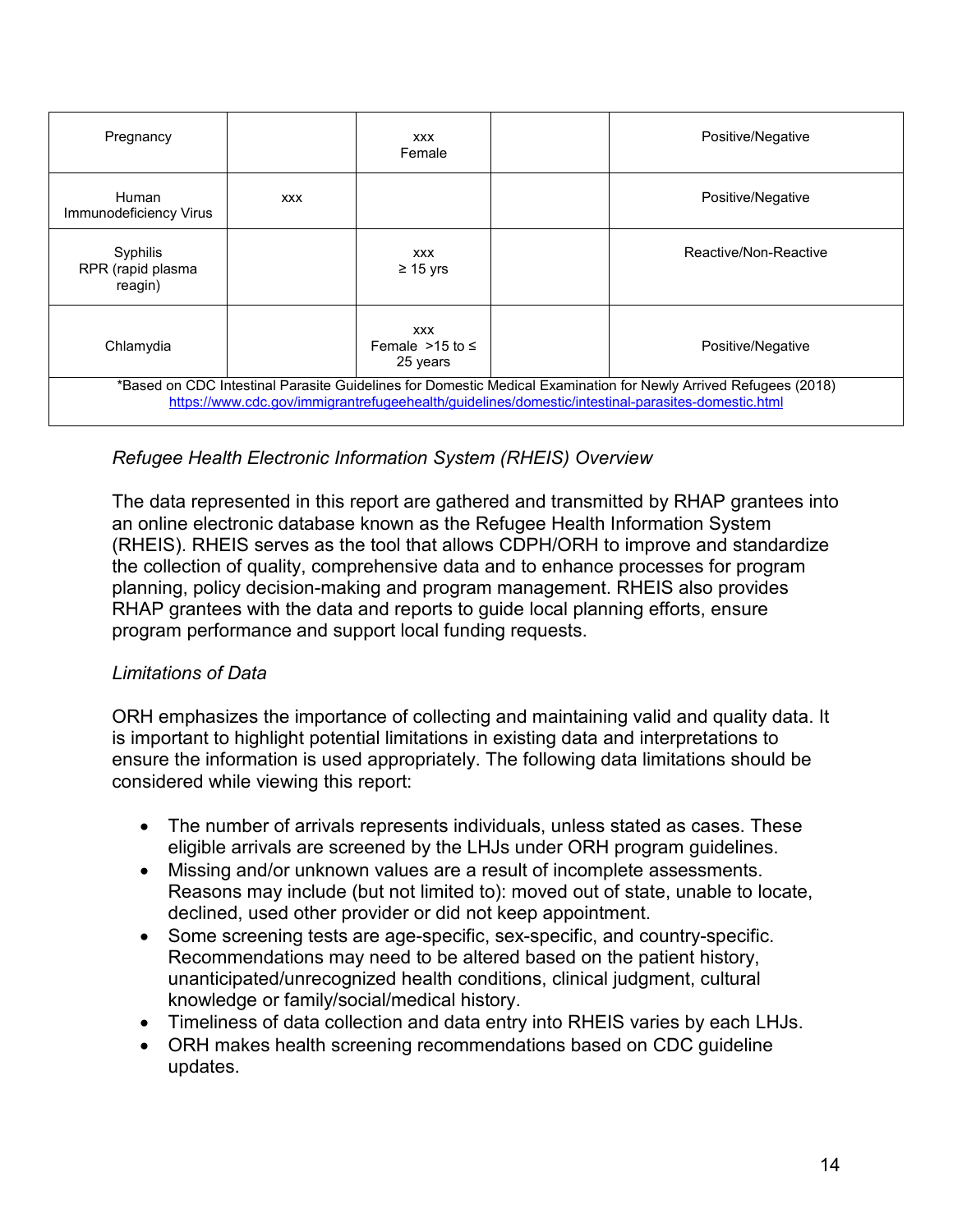| | | | | |
|---|---|---|---|---|
| Pregnancy | | xxx<br>Female | | Positive/Negative |
| Human Immunodeficiency Virus | xxx | | | Positive/Negative |
| Syphilis<br>RPR (rapid plasma reagin) | | xxx<br>≥ 15 yrs | | Reactive/Non-Reactive |
| Chlamydia | | xxx<br>Female >15 to ≤ 25 years | | Positive/Negative |
| *Based on CDC Intestinal Parasite Guidelines for Domestic Medical Examination for Newly Arrived Refugees (2018) [https://www.cdc.gov/immigrantrefugeehealth/guidelines/domestic/intestinal-parasites-domestic.html](https://www.cdc.gov/immigrantrefugeehealth/guidelines/domestic/intestinal-parasites-domestic.html) | | | | |

*Refugee Health Electronic Information System (RHEIS) Overview*

The data represented in this report are gathered and transmitted by RHAP grantees into an online electronic database known as the Refugee Health Information System (RHEIS). RHEIS serves as the tool that allows CDPH/ORH to improve and standardize the collection of quality, comprehensive data and to enhance processes for program planning, policy decision-making and program management. RHEIS also provides RHAP grantees with the data and reports to guide local planning efforts, ensure program performance and support local funding requests.

*Limitations of Data*

ORH emphasizes the importance of collecting and maintaining valid and quality data. It is important to highlight potential limitations in existing data and interpretations to ensure the information is used appropriately. The following data limitations should be considered while viewing this report:

- The number of arrivals represents individuals, unless stated as cases. These eligible arrivals are screened by the LHJs under ORH program guidelines.
- Missing and/or unknown values are a result of incomplete assessments. Reasons may include (but not limited to): moved out of state, unable to locate, declined, used other provider or did not keep appointment.
- Some screening tests are age-specific, sex-specific, and country-specific. Recommendations may need to be altered based on the patient history, unanticipated/unrecognized health conditions, clinical judgment, cultural knowledge or family/social/medical history.
- Timeliness of data collection and data entry into RHEIS varies by each LHJs.
- ORH makes health screening recommendations based on CDC guideline updates.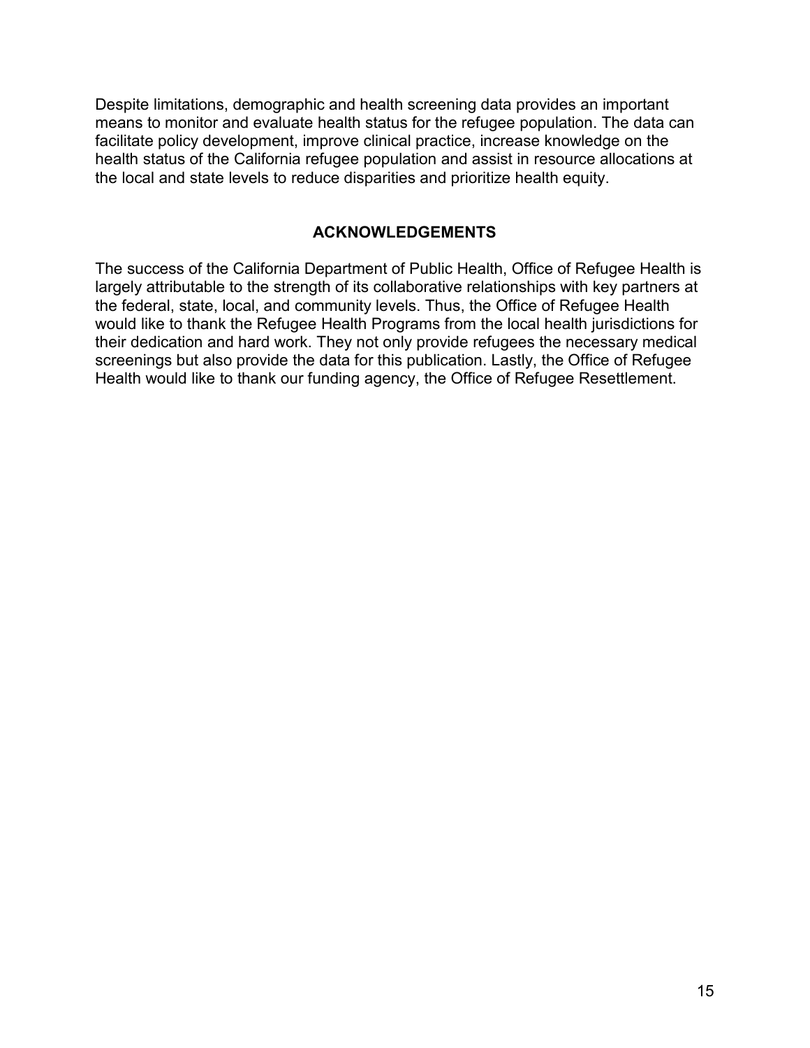Despite limitations, demographic and health screening data provides an important means to monitor and evaluate health status for the refugee population. The data can facilitate policy development, improve clinical practice, increase knowledge on the health status of the California refugee population and assist in resource allocations at the local and state levels to reduce disparities and prioritize health equity.

## ACKNOWLEDGEMENTS

The success of the California Department of Public Health, Office of Refugee Health is largely attributable to the strength of its collaborative relationships with key partners at the federal, state, local, and community levels. Thus, the Office of Refugee Health would like to thank the Refugee Health Programs from the local health jurisdictions for their dedication and hard work. They not only provide refugees the necessary medical screenings but also provide the data for this publication. Lastly, the Office of Refugee Health would like to thank our funding agency, the Office of Refugee Resettlement.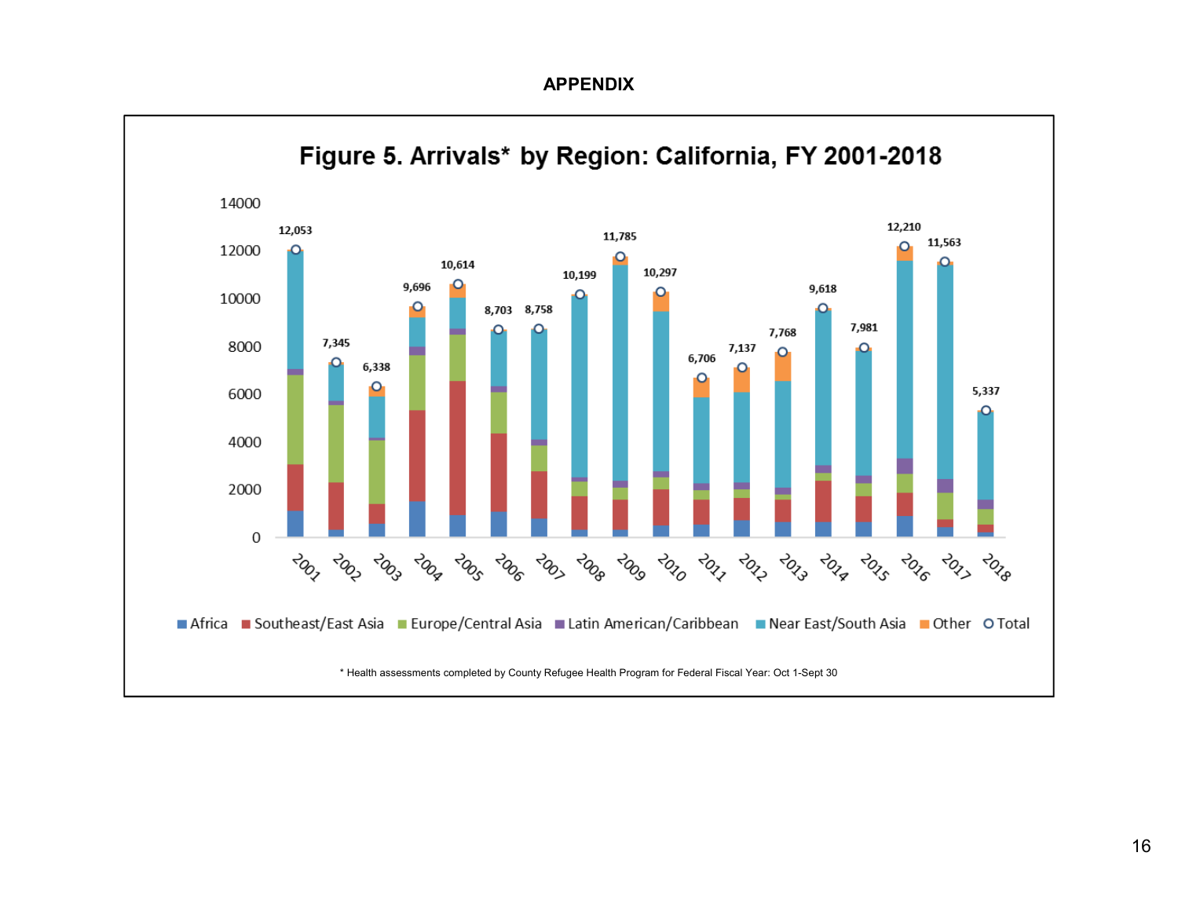## APPENDIX

**Figure 5. Arrivals* by Region: California, FY 2001-2018**

| Year | Total |
|---|---|
| 2001 | 12,053 |
| 2002 | 7,345 |
| 2003 | 6,338 |
| 2004 | 9,696 |
| 2005 | 10,614 |
| 2006 | 8,703 |
| 2007 | 8,758 |
| 2008 | 10,199 |
| 2009 | 11,785 |
| 2010 | 10,297 |
| 2011 | 6,706 |
| 2012 | 7,137 |
| 2013 | 7,768 |
| 2014 | 9,618 |
| 2015 | 7,981 |
| 2016 | 12,210 |
| 2017 | 11,563 |
| 2018 | 5,337 |

Africa, Southeast/East Asia, Europe/Central Asia, Latin American/Caribbean, Near East/South Asia, Other, Total

\* Health assessments completed by County Refugee Health Program for Federal Fiscal Year: Oct 1-Sept 30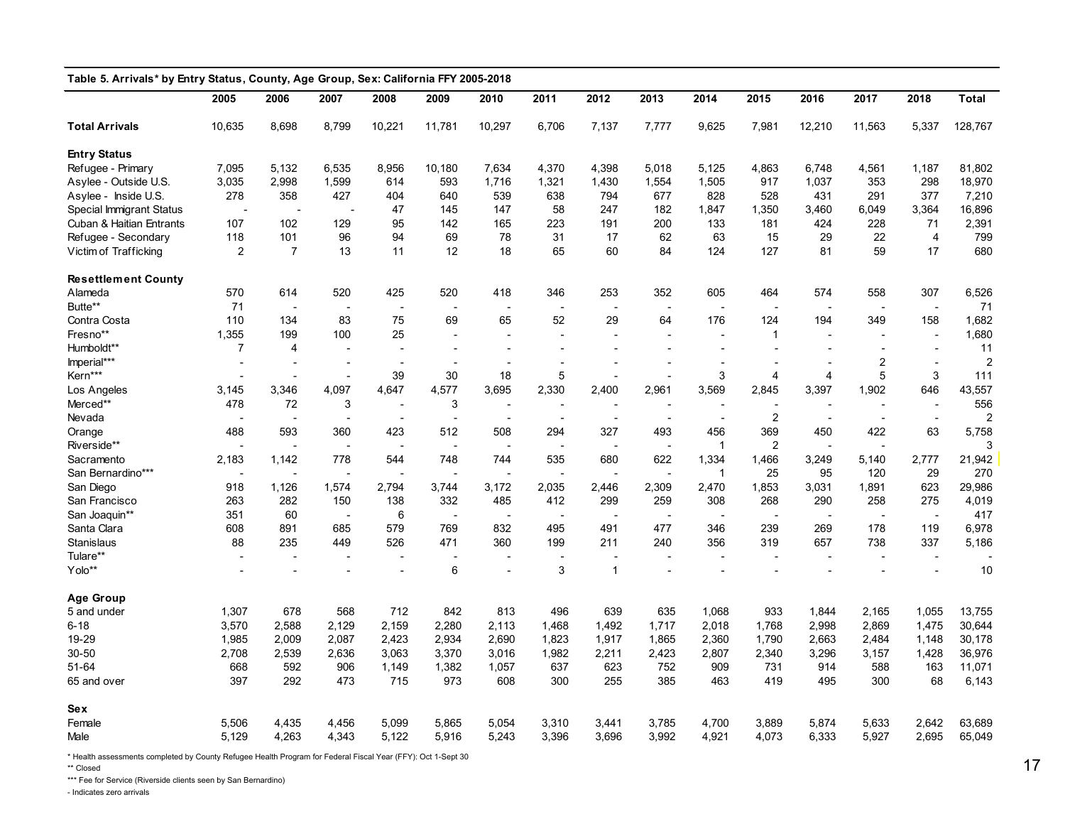**Table 5. Arrivals* by Entry Status, County, Age Group, Sex: California FFY 2005-2018**

| | 2005 | 2006 | 2007 | 2008 | 2009 | 2010 | 2011 | 2012 | 2013 | 2014 | 2015 | 2016 | 2017 | 2018 | Total |
|---|---|---|---|---|---|---|---|---|---|---|---|---|---|---|---|
| **Total Arrivals** | 10,635 | 8,698 | 8,799 | 10,221 | 11,781 | 10,297 | 6,706 | 7,137 | 7,777 | 9,625 | 7,981 | 12,210 | 11,563 | 5,337 | 128,767 |
| **Entry Status** | | | | | | | | | | | | | | | |
| Refugee - Primary | 7,095 | 5,132 | 6,535 | 8,956 | 10,180 | 7,634 | 4,370 | 4,398 | 5,018 | 5,125 | 4,863 | 6,748 | 4,561 | 1,187 | 81,802 |
| Asylee - Outside U.S. | 3,035 | 2,998 | 1,599 | 614 | 593 | 1,716 | 1,321 | 1,430 | 1,554 | 1,505 | 917 | 1,037 | 353 | 298 | 18,970 |
| Asylee - Inside U.S. | 278 | 358 | 427 | 404 | 640 | 539 | 638 | 794 | 677 | 828 | 528 | 431 | 291 | 377 | 7,210 |
| Special Immigrant Status | - | - | - | 47 | 145 | 147 | 58 | 247 | 182 | 1,847 | 1,350 | 3,460 | 6,049 | 3,364 | 16,896 |
| Cuban & Haitian Entrants | 107 | 102 | 129 | 95 | 142 | 165 | 223 | 191 | 200 | 133 | 181 | 424 | 228 | 71 | 2,391 |
| Refugee - Secondary | 118 | 101 | 96 | 94 | 69 | 78 | 31 | 17 | 62 | 63 | 15 | 29 | 22 | 4 | 799 |
| Victim of Trafficking | 2 | 7 | 13 | 11 | 12 | 18 | 65 | 60 | 84 | 124 | 127 | 81 | 59 | 17 | 680 |
| **Resettlement County** | | | | | | | | | | | | | | | |
| Alameda | 570 | 614 | 520 | 425 | 520 | 418 | 346 | 253 | 352 | 605 | 464 | 574 | 558 | 307 | 6,526 |
| Butte** | 71 | - | - | - | - | - | - | - | - | - | - | - | - | - | 71 |
| Contra Costa | 110 | 134 | 83 | 75 | 69 | 65 | 52 | 29 | 64 | 176 | 124 | 194 | 349 | 158 | 1,682 |
| Fresno** | 1,355 | 199 | 100 | 25 | - | - | - | - | - | - | 1 | - | - | - | 1,680 |
| Humboldt** | 7 | 4 | - | - | - | - | - | - | - | - | - | - | - | - | 11 |
| Imperial*** | - | - | - | - | - | - | - | - | - | - | - | - | 2 | - | 2 |
| Kern*** | - | - | - | 39 | 30 | 18 | 5 | - | - | 3 | 4 | 4 | 5 | 3 | 111 |
| Los Angeles | 3,145 | 3,346 | 4,097 | 4,647 | 4,577 | 3,695 | 2,330 | 2,400 | 2,961 | 3,569 | 2,845 | 3,397 | 1,902 | 646 | 43,557 |
| Merced** | 478 | 72 | 3 | - | 3 | - | - | - | - | - | - | - | - | - | 556 |
| Nevada | - | - | - | - | - | - | - | - | - | - | 2 | - | - | - | 2 |
| Orange | 488 | 593 | 360 | 423 | 512 | 508 | 294 | 327 | 493 | 456 | 369 | 450 | 422 | 63 | 5,758 |
| Riverside** | - | - | - | - | - | - | - | - | - | 1 | 2 | - | - | | 3 |
| Sacramento | 2,183 | 1,142 | 778 | 544 | 748 | 744 | 535 | 680 | 622 | 1,334 | 1,466 | 3,249 | 5,140 | 2,777 | 21,942 |
| San Bernardino*** | - | - | - | - | - | - | - | - | - | 1 | 25 | 95 | 120 | 29 | 270 |
| San Diego | 918 | 1,126 | 1,574 | 2,794 | 3,744 | 3,172 | 2,035 | 2,446 | 2,309 | 2,470 | 1,853 | 3,031 | 1,891 | 623 | 29,986 |
| San Francisco | 263 | 282 | 150 | 138 | 332 | 485 | 412 | 299 | 259 | 308 | 268 | 290 | 258 | 275 | 4,019 |
| San Joaquin** | 351 | 60 | - | 6 | - | - | - | - | - | - | - | - | - | - | 417 |
| Santa Clara | 608 | 891 | 685 | 579 | 769 | 832 | 495 | 491 | 477 | 346 | 239 | 269 | 178 | 119 | 6,978 |
| Stanislaus | 88 | 235 | 449 | 526 | 471 | 360 | 199 | 211 | 240 | 356 | 319 | 657 | 738 | 337 | 5,186 |
| Tulare** | - | - | - | - | - | - | - | - | - | - | - | - | - | - | - |
| Yolo** | - | - | - | - | 6 | - | 3 | 1 | - | - | - | - | - | - | 10 |
| **Age Group** | | | | | | | | | | | | | | | |
| 5 and under | 1,307 | 678 | 568 | 712 | 842 | 813 | 496 | 639 | 635 | 1,068 | 933 | 1,844 | 2,165 | 1,055 | 13,755 |
| 6-18 | 3,570 | 2,588 | 2,129 | 2,159 | 2,280 | 2,113 | 1,468 | 1,492 | 1,717 | 2,018 | 1,768 | 2,998 | 2,869 | 1,475 | 30,644 |
| 19-29 | 1,985 | 2,009 | 2,087 | 2,423 | 2,934 | 2,690 | 1,823 | 1,917 | 1,865 | 2,360 | 1,790 | 2,663 | 2,484 | 1,148 | 30,178 |
| 30-50 | 2,708 | 2,539 | 2,636 | 3,063 | 3,370 | 3,016 | 1,982 | 2,211 | 2,423 | 2,807 | 2,340 | 3,296 | 3,157 | 1,428 | 36,976 |
| 51-64 | 668 | 592 | 906 | 1,149 | 1,382 | 1,057 | 637 | 623 | 752 | 909 | 731 | 914 | 588 | 163 | 11,071 |
| 65 and over | 397 | 292 | 473 | 715 | 973 | 608 | 300 | 255 | 385 | 463 | 419 | 495 | 300 | 68 | 6,143 |
| **Sex** | | | | | | | | | | | | | | | |
| Female | 5,506 | 4,435 | 4,456 | 5,099 | 5,865 | 5,054 | 3,310 | 3,441 | 3,785 | 4,700 | 3,889 | 5,874 | 5,633 | 2,642 | 63,689 |
| Male | 5,129 | 4,263 | 4,343 | 5,122 | 5,916 | 5,243 | 3,396 | 3,696 | 3,992 | 4,921 | 4,073 | 6,333 | 5,927 | 2,695 | 65,049 |

* Health assessments completed by County Refugee Health Program for Federal Fiscal Year (FFY): Oct 1-Sept 30

** Closed

*** Fee for Service (Riverside clients seen by San Bernardino)

- Indicates zero arrivals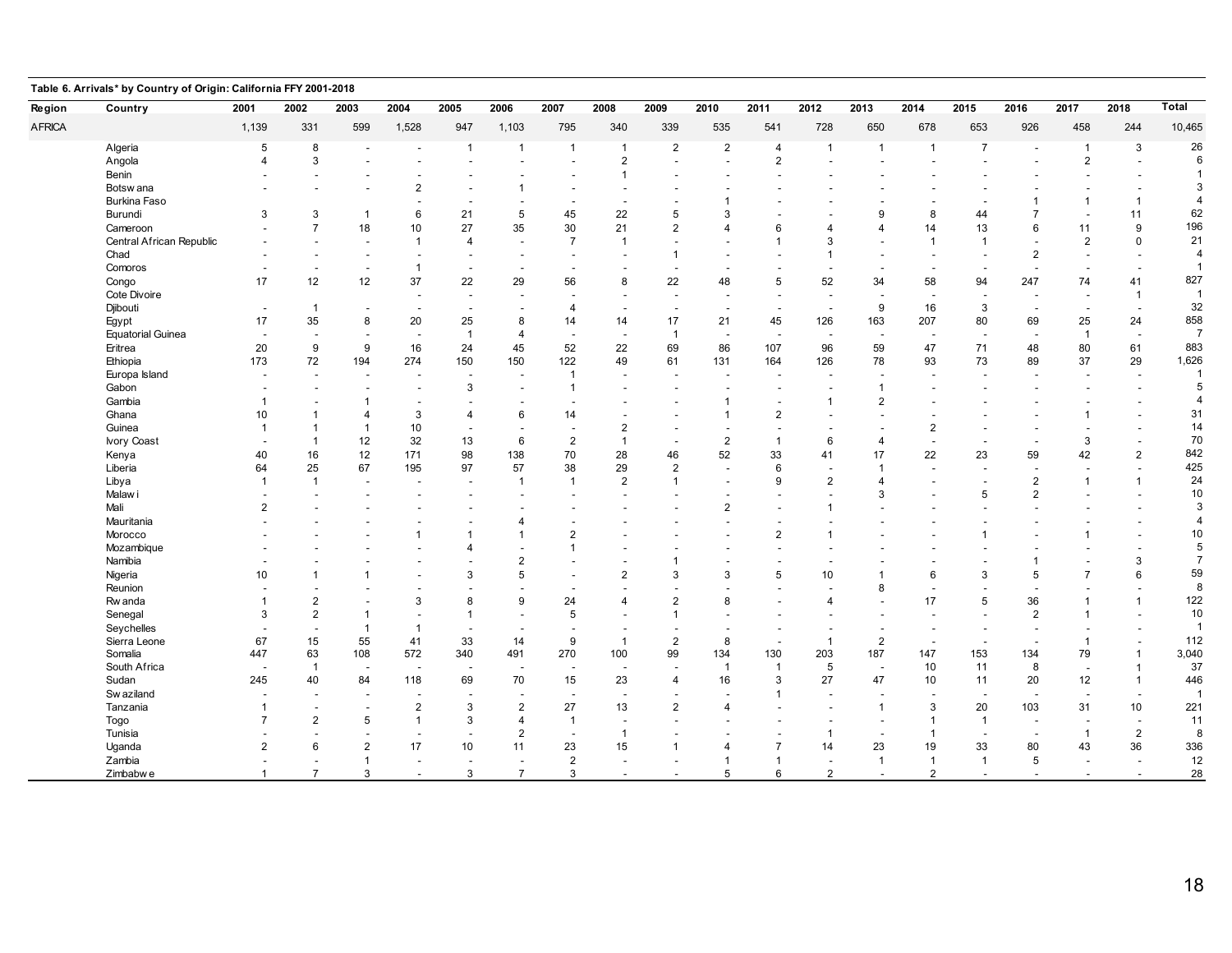**Table 6. Arrivals* by Country of Origin: California FFY 2001-2018**

| Region | Country | 2001 | 2002 | 2003 | 2004 | 2005 | 2006 | 2007 | 2008 | 2009 | 2010 | 2011 | 2012 | 2013 | 2014 | 2015 | 2016 | 2017 | 2018 | Total |
|---|---|---|---|---|---|---|---|---|---|---|---|---|---|---|---|---|---|---|---|---|
| AFRICA | | 1,139 | 331 | 599 | 1,528 | 947 | 1,103 | 795 | 340 | 339 | 535 | 541 | 728 | 650 | 678 | 653 | 926 | 458 | 244 | 10,465 |
| | Algeria | 5 | 8 | - | - | 1 | 1 | 1 | 1 | 2 | 2 | 4 | 1 | 1 | 1 | 7 | - | 1 | 3 | 26 |
| | Angola | 4 | 3 | - | - | - | - | - | 2 | - | - | 2 | - | - | - | - | - | 2 | - | 6 |
| | Benin | - | - | - | - | - | - | - | 1 | - | - | - | - | - | - | - | - | - | - | 1 |
| | Botswana | - | - | - | 2 | - | 1 | - | - | - | - | - | - | - | - | - | - | - | - | 3 |
| | Burkina Faso | | | | - | - | - | - | - | - | 1 | - | - | - | - | - | 1 | 1 | 1 | 4 |
| | Burundi | 3 | 3 | 1 | 6 | 21 | 5 | 45 | 22 | 5 | 3 | - | - | 9 | 8 | 44 | 7 | - | 11 | 62 |
| | Cameroon | - | 7 | 18 | 10 | 27 | 35 | 30 | 21 | 2 | 4 | 6 | 4 | 4 | 14 | 13 | 6 | 11 | 9 | 196 |
| | Central African Republic | - | - | - | 1 | 4 | - | 7 | 1 | - | - | 1 | 3 | - | 1 | 1 | - | 2 | 0 | 21 |
| | Chad | - | - | - | - | - | - | - | - | 1 | - | - | 1 | - | - | - | 2 | - | - | 4 |
| | Comoros | - | - | - | 1 | - | - | - | - | - | - | - | - | - | - | - | - | - | - | 1 |
| | Congo | 17 | 12 | 12 | 37 | 22 | 29 | 56 | 8 | 22 | 48 | 5 | 52 | 34 | 58 | 94 | 247 | 74 | 41 | 827 |
| | Cote Divoire | | | | - | - | - | - | - | - | - | - | - | - | - | - | - | - | 1 | 1 |
| | Djibouti | - | 1 | - | - | - | - | 4 | - | - | - | - | - | 9 | 16 | 3 | - | - | - | 32 |
| | Egypt | 17 | 35 | 8 | 20 | 25 | 8 | 14 | 14 | 17 | 21 | 45 | 126 | 163 | 207 | 80 | 69 | 25 | 24 | 858 |
| | Equatorial Guinea | - | - | - | - | 1 | 4 | - | - | 1 | - | - | - | - | - | - | - | 1 | - | 7 |
| | Eritrea | 20 | 9 | 9 | 16 | 24 | 45 | 52 | 22 | 69 | 86 | 107 | 96 | 59 | 47 | 71 | 48 | 80 | 61 | 883 |
| | Ethiopia | 173 | 72 | 194 | 274 | 150 | 150 | 122 | 49 | 61 | 131 | 164 | 126 | 78 | 93 | 73 | 89 | 37 | 29 | 1,626 |
| | Europa Island | - | - | - | - | - | - | 1 | - | - | - | - | - | - | - | - | - | - | - | 1 |
| | Gabon | - | - | - | - | 3 | - | 1 | - | - | - | - | - | 1 | - | - | - | - | - | 5 |
| | Gambia | 1 | - | 1 | - | - | - | - | - | - | 1 | - | 1 | 2 | - | - | - | - | - | 4 |
| | Ghana | 10 | 1 | 4 | 3 | 4 | 6 | 14 | - | - | 1 | 2 | - | - | - | - | - | 1 | - | 31 |
| | Guinea | 1 | 1 | 1 | 10 | - | - | - | 2 | - | - | - | - | - | 2 | - | - | - | - | 14 |
| | Ivory Coast | - | 1 | 12 | 32 | 13 | 6 | 2 | 1 | - | 2 | 1 | 6 | 4 | - | - | - | 3 | - | 70 |
| | Kenya | 40 | 16 | 12 | 171 | 98 | 138 | 70 | 28 | 46 | 52 | 33 | 41 | 17 | 22 | 23 | 59 | 42 | 2 | 842 |
| | Liberia | 64 | 25 | 67 | 195 | 97 | 57 | 38 | 29 | 2 | - | 6 | - | 1 | - | - | - | - | - | 425 |
| | Libya | 1 | 1 | - | - | - | 1 | 1 | 2 | 1 | - | 9 | 2 | 4 | - | - | 2 | 1 | 1 | 24 |
| | Malawi | - | - | - | - | - | - | - | - | - | - | - | - | 3 | - | 5 | 2 | - | - | 10 |
| | Mali | 2 | - | - | - | - | - | - | - | - | 2 | - | 1 | - | - | - | - | - | - | 3 |
| | Mauritania | - | - | - | - | - | 4 | - | - | - | - | - | - | - | - | - | - | - | - | 4 |
| | Morocco | - | - | - | 1 | 1 | 1 | 2 | - | - | - | 2 | 1 | - | - | 1 | - | 1 | - | 10 |
| | Mozambique | - | - | - | - | 4 | - | 1 | - | - | - | - | - | - | - | - | - | - | - | 5 |
| | Namibia | - | - | - | - | - | 2 | - | - | 1 | - | - | - | - | - | - | 1 | - | 3 | 7 |
| | Nigeria | 10 | 1 | 1 | - | 3 | 5 | - | 2 | 3 | 3 | 5 | 10 | 1 | 6 | 3 | 5 | 7 | 6 | 59 |
| | Reunion | - | - | - | - | - | - | - | - | - | - | - | - | 8 | - | - | - | - | - | 8 |
| | Rwanda | 1 | 2 | - | 3 | 8 | 9 | 24 | 4 | 2 | 8 | - | 4 | - | 17 | 5 | 36 | 1 | 1 | 122 |
| | Senegal | 3 | 2 | 1 | - | 1 | - | 5 | - | 1 | - | - | - | - | - | - | 2 | 1 | - | 10 |
| | Seychelles | - | - | 1 | 1 | - | - | - | - | - | - | - | - | - | - | - | - | - | - | 1 |
| | Sierra Leone | 67 | 15 | 55 | 41 | 33 | 14 | 9 | 1 | 2 | 8 | - | 1 | 2 | - | - | - | 1 | - | 112 |
| | Somalia | 447 | 63 | 108 | 572 | 340 | 491 | 270 | 100 | 99 | 134 | 130 | 203 | 187 | 147 | 153 | 134 | 79 | 1 | 3,040 |
| | South Africa | - | 1 | - | - | - | - | - | - | - | 1 | 1 | 5 | - | 10 | 11 | 8 | - | 1 | 37 |
| | Sudan | 245 | 40 | 84 | 118 | 69 | 70 | 15 | 23 | 4 | 16 | 3 | 27 | 47 | 10 | 11 | 20 | 12 | 1 | 446 |
| | Swaziland | - | - | - | - | - | - | - | - | - | - | 1 | - | - | - | - | - | - | - | 1 |
| | Tanzania | 1 | - | - | 2 | 3 | 2 | 27 | 13 | 2 | 4 | - | - | 1 | 3 | 20 | 103 | 31 | 10 | 221 |
| | Togo | 7 | 2 | 5 | 1 | 3 | 4 | 1 | - | - | - | - | - | - | 1 | 1 | - | - | - | 11 |
| | Tunisia | - | - | - | - | - | 2 | - | 1 | - | - | - | 1 | - | 1 | - | - | 1 | 2 | 8 |
| | Uganda | 2 | 6 | 2 | 17 | 10 | 11 | 23 | 15 | 1 | 4 | 7 | 14 | 23 | 19 | 33 | 80 | 43 | 36 | 336 |
| | Zambia | - | - | 1 | - | - | - | 2 | - | - | 1 | 1 | - | 1 | 1 | 1 | 5 | - | - | 12 |
| | Zimbabwe | 1 | 7 | 3 | - | 3 | 7 | 3 | - | - | 5 | 6 | 2 | - | 2 | - | - | - | - | 28 |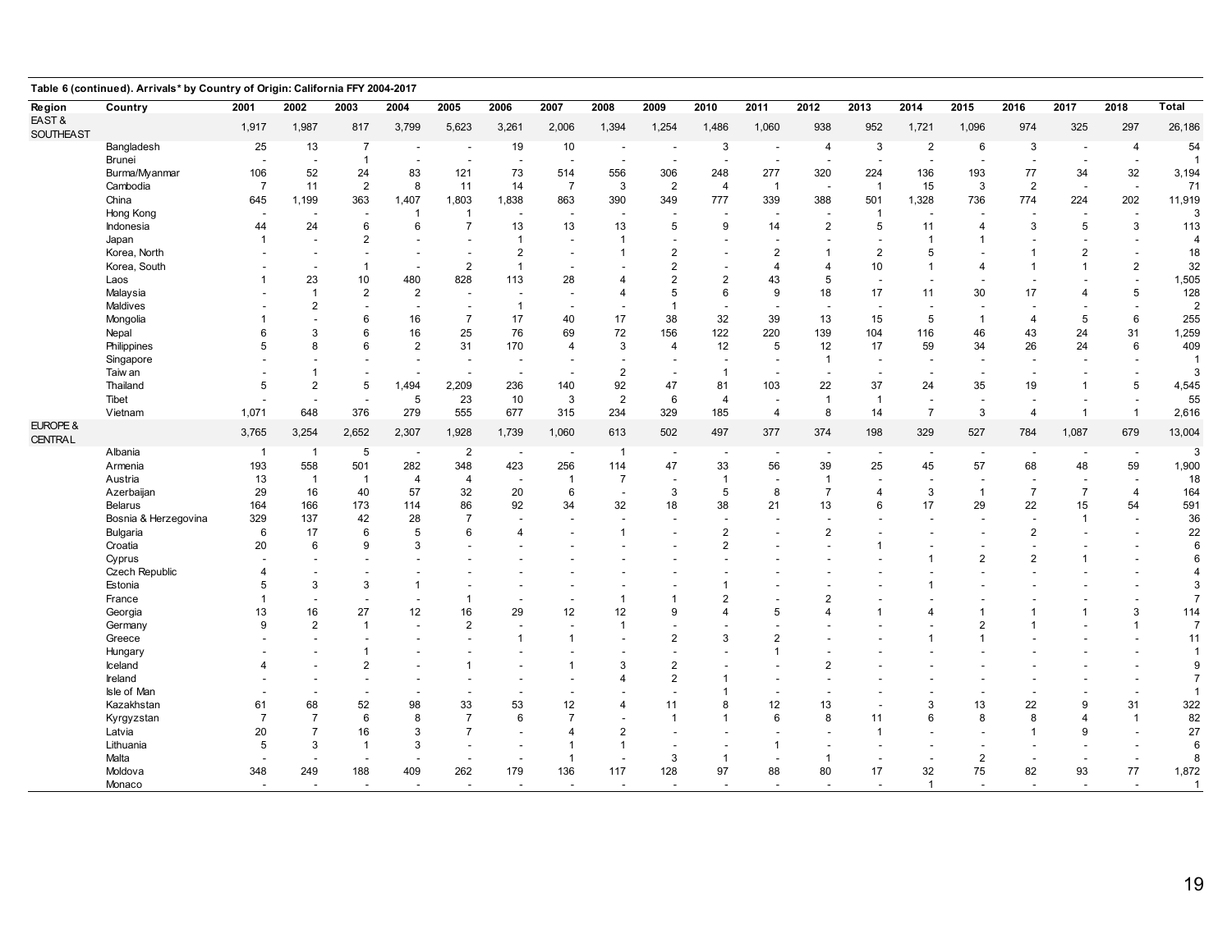**Table 6 (continued). Arrivals* by Country of Origin: California FFY 2004-2017**

| Region | Country | 2001 | 2002 | 2003 | 2004 | 2005 | 2006 | 2007 | 2008 | 2009 | 2010 | 2011 | 2012 | 2013 | 2014 | 2015 | 2016 | 2017 | 2018 | Total |
|---|---|---|---|---|---|---|---|---|---|---|---|---|---|---|---|---|---|---|---|---|
| EAST & SOUTHEAST | | 1,917 | 1,987 | 817 | 3,799 | 5,623 | 3,261 | 2,006 | 1,394 | 1,254 | 1,486 | 1,060 | 938 | 952 | 1,721 | 1,096 | 974 | 325 | 297 | 26,186 |
| | Bangladesh | 25 | 13 | 7 | - | - | 19 | 10 | - | - | 3 | - | 4 | 3 | 2 | 6 | 3 | - | 4 | 54 |
| | Brunei | - | - | 1 | - | - | - | - | - | - | - | - | - | - | - | - | - | - | - | 1 |
| | Burma/Myanmar | 106 | 52 | 24 | 83 | 121 | 73 | 514 | 556 | 306 | 248 | 277 | 320 | 224 | 136 | 193 | 77 | 34 | 32 | 3,194 |
| | Cambodia | 7 | 11 | 2 | 8 | 11 | 14 | 7 | 3 | 2 | 4 | 1 | - | 1 | 15 | 3 | 2 | - | - | 71 |
| | China | 645 | 1,199 | 363 | 1,407 | 1,803 | 1,838 | 863 | 390 | 349 | 777 | 339 | 388 | 501 | 1,328 | 736 | 774 | 224 | 202 | 11,919 |
| | Hong Kong | - | - | - | 1 | 1 | - | - | - | - | - | - | - | 1 | - | - | - | - | - | 3 |
| | Indonesia | 44 | 24 | 6 | 6 | 7 | 13 | 13 | 13 | 5 | 9 | 14 | 2 | 5 | 11 | 4 | 3 | 5 | 3 | 113 |
| | Japan | 1 | - | 2 | - | - | 1 | - | 1 | - | - | - | - | - | 1 | 1 | - | - | - | 4 |
| | Korea, North | - | - | - | - | - | 2 | - | 1 | 2 | - | 2 | 1 | 2 | 5 | - | 1 | 2 | - | 18 |
| | Korea, South | - | - | 1 | - | 2 | 1 | - | - | 2 | - | 4 | 4 | 10 | 1 | 4 | 1 | 1 | 2 | 32 |
| | Laos | 1 | 23 | 10 | 480 | 828 | 113 | 28 | 4 | 2 | 2 | 43 | 5 | - | - | - | - | - | - | 1,505 |
| | Malaysia | - | 1 | 2 | 2 | - | - | - | 4 | 5 | 6 | 9 | 18 | 17 | 11 | 30 | 17 | 4 | 5 | 128 |
| | Maldives | - | 2 | - | - | - | 1 | - | - | 1 | - | - | - | - | - | - | - | - | - | 2 |
| | Mongolia | 1 | - | 6 | 16 | 7 | 17 | 40 | 17 | 38 | 32 | 39 | 13 | 15 | 5 | 1 | 4 | 5 | 6 | 255 |
| | Nepal | 6 | 3 | 6 | 16 | 25 | 76 | 69 | 72 | 156 | 122 | 220 | 139 | 104 | 116 | 46 | 43 | 24 | 31 | 1,259 |
| | Philippines | 5 | 8 | 6 | 2 | 31 | 170 | 4 | 3 | 4 | 12 | 5 | 12 | 17 | 59 | 34 | 26 | 24 | 6 | 409 |
| | Singapore | - | - | - | - | - | - | - | - | - | - | - | 1 | - | - | - | - | - | - | 1 |
| | Taiwan | - | 1 | - | - | - | - | - | 2 | - | 1 | - | - | - | - | - | - | - | - | 3 |
| | Thailand | 5 | 2 | 5 | 1,494 | 2,209 | 236 | 140 | 92 | 47 | 81 | 103 | 22 | 37 | 24 | 35 | 19 | 1 | 5 | 4,545 |
| | Tibet | - | - | - | 5 | 23 | 10 | 3 | 2 | 6 | 4 | - | 1 | 1 | - | - | - | - | - | 55 |
| | Vietnam | 1,071 | 648 | 376 | 279 | 555 | 677 | 315 | 234 | 329 | 185 | 4 | 8 | 14 | 7 | 3 | 4 | 1 | 1 | 2,616 |
| EUROPE & CENTRAL | | 3,765 | 3,254 | 2,652 | 2,307 | 1,928 | 1,739 | 1,060 | 613 | 502 | 497 | 377 | 374 | 198 | 329 | 527 | 784 | 1,087 | 679 | 13,004 |
| | Albania | 1 | 1 | 5 | - | 2 | - | - | 1 | - | - | - | - | - | - | - | - | - | - | 3 |
| | Armenia | 193 | 558 | 501 | 282 | 348 | 423 | 256 | 114 | 47 | 33 | 56 | 39 | 25 | 45 | 57 | 68 | 48 | 59 | 1,900 |
| | Austria | 13 | 1 | 1 | 4 | 4 | - | 1 | 7 | - | 1 | - | 1 | - | - | - | - | - | - | 18 |
| | Azerbaijan | 29 | 16 | 40 | 57 | 32 | 20 | 6 | - | 3 | 5 | 8 | 7 | 4 | 3 | 1 | 7 | 7 | 4 | 164 |
| | Belarus | 164 | 166 | 173 | 114 | 86 | 92 | 34 | 32 | 18 | 38 | 21 | 13 | 6 | 17 | 29 | 22 | 15 | 54 | 591 |
| | Bosnia & Herzegovina | 329 | 137 | 42 | 28 | 7 | - | - | - | - | - | - | - | - | - | - | - | 1 | - | 36 |
| | Bulgaria | 6 | 17 | 6 | 5 | 6 | 4 | - | 1 | - | 2 | - | 2 | - | - | - | 2 | - | - | 22 |
| | Croatia | 20 | 6 | 9 | 3 | - | - | - | - | - | 2 | - | - | 1 | - | - | - | - | - | 6 |
| | Cyprus | - | - | - | - | - | - | - | - | - | - | - | - | - | 1 | 2 | 2 | 1 | - | 6 |
| | Czech Republic | 4 | - | - | - | - | - | - | - | - | - | - | - | - | - | - | - | - | - | 4 |
| | Estonia | 5 | 3 | 3 | 1 | - | - | - | - | - | 1 | - | - | - | 1 | - | - | - | - | 3 |
| | France | 1 | - | - | - | 1 | - | - | 1 | 1 | 2 | - | 2 | - | - | - | - | - | - | 7 |
| | Georgia | 13 | 16 | 27 | 12 | 16 | 29 | 12 | 12 | 9 | 4 | 5 | 4 | 1 | 4 | 1 | 1 | 1 | 3 | 114 |
| | Germany | 9 | 2 | 1 | - | 2 | - | - | 1 | - | - | - | - | - | - | 2 | 1 | - | 1 | 7 |
| | Greece | - | - | - | - | - | 1 | 1 | - | 2 | 3 | 2 | - | - | 1 | 1 | - | - | - | 11 |
| | Hungary | - | - | 1 | - | - | - | - | - | - | - | 1 | - | - | - | - | - | - | - | 1 |
| | Iceland | 4 | - | 2 | - | 1 | - | 1 | 3 | 2 | - | - | 2 | - | - | - | - | - | - | 9 |
| | Ireland | - | - | - | - | - | - | - | 4 | 2 | 1 | - | - | - | - | - | - | - | - | 7 |
| | Isle of Man | - | - | - | - | - | - | - | - | - | 1 | - | - | - | - | - | - | - | - | 1 |
| | Kazakhstan | 61 | 68 | 52 | 98 | 33 | 53 | 12 | 4 | 11 | 8 | 12 | 13 | - | 3 | 13 | 22 | 9 | 31 | 322 |
| | Kyrgyzstan | 7 | 7 | 6 | 8 | 7 | 6 | 7 | - | 1 | 1 | 6 | 8 | 11 | 6 | 8 | 8 | 4 | 1 | 82 |
| | Latvia | 20 | 7 | 16 | 3 | 7 | - | 4 | 2 | - | - | - | - | 1 | - | - | 1 | 9 | - | 27 |
| | Lithuania | 5 | 3 | 1 | 3 | - | - | 1 | 1 | - | - | 1 | - | - | - | - | - | - | - | 6 |
| | Malta | - | - | - | - | - | - | 1 | - | 3 | 1 | - | 1 | - | - | 2 | - | - | - | 8 |
| | Moldova | 348 | 249 | 188 | 409 | 262 | 179 | 136 | 117 | 128 | 97 | 88 | 80 | 17 | 32 | 75 | 82 | 93 | 77 | 1,872 |
| | Monaco | - | - | - | - | - | - | - | - | - | - | - | - | - | 1 | - | - | - | - | 1 |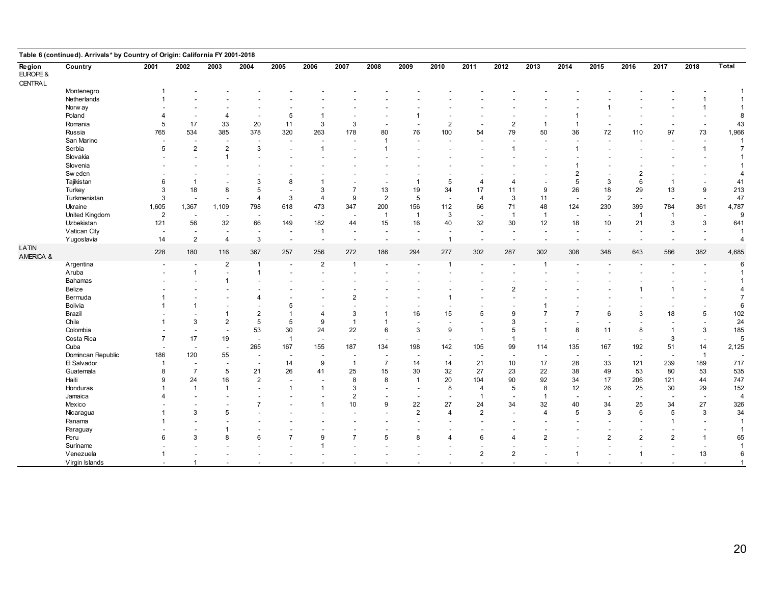**Table 6 (continued). Arrivals* by Country of Origin: California FY 2001-2018**

| Region | Country | 2001 | 2002 | 2003 | 2004 | 2005 | 2006 | 2007 | 2008 | 2009 | 2010 | 2011 | 2012 | 2013 | 2014 | 2015 | 2016 | 2017 | 2018 | Total |
|---|---|---|---|---|---|---|---|---|---|---|---|---|---|---|---|---|---|---|---|---|
| EUROPE & CENTRAL | | | | | | | | | | | | | | | | | | | | |
| | Montenegro | 1 | - | - | - | - | - | - | - | - | - | - | - | - | - | - | - | - | - | 1 |
| | Netherlands | 1 | - | - | - | - | - | - | - | - | - | - | - | - | - | - | - | - | 1 | 1 |
| | Norway | - | - | - | - | - | - | - | - | - | - | - | - | - | - | 1 | - | - | 1 | 1 |
| | Poland | 4 | - | 4 | - | 5 | 1 | - | - | 1 | - | - | - | - | 1 | - | - | - | - | 8 |
| | Romania | 5 | 17 | 33 | 20 | 11 | 3 | 3 | - | - | 2 | - | 2 | 1 | 1 | - | - | - | - | 43 |
| | Russia | 765 | 534 | 385 | 378 | 320 | 263 | 178 | 80 | 76 | 100 | 54 | 79 | 50 | 36 | 72 | 110 | 97 | 73 | 1,966 |
| | San Marino | - | - | - | - | - | - | - | 1 | - | - | - | - | - | - | - | - | - | - | 1 |
| | Serbia | 5 | 2 | 2 | 3 | - | 1 | - | 1 | - | - | - | 1 | - | 1 | - | - | - | 1 | 7 |
| | Slovakia | - | - | 1 | - | - | - | - | - | - | - | - | - | - | - | - | - | - | - | 1 |
| | Slovenia | - | - | - | - | - | - | - | - | - | - | - | - | - | 1 | - | - | - | - | 1 |
| | Sweden | - | - | - | - | - | - | - | - | - | - | - | - | - | 2 | - | 2 | - | - | 4 |
| | Tajikistan | 6 | 1 | - | 3 | 8 | 1 | - | - | 1 | 5 | 4 | 4 | - | 5 | 3 | 6 | 1 | - | 41 |
| | Turkey | 3 | 18 | 8 | 5 | - | 3 | 7 | 13 | 19 | 34 | 17 | 11 | 9 | 26 | 18 | 29 | 13 | 9 | 213 |
| | Turkmenistan | 3 | - | - | 4 | 3 | 4 | 9 | 2 | 5 | - | 4 | 3 | 11 | - | 2 | - | - | - | 47 |
| | Ukraine | 1,605 | 1,367 | 1,109 | 798 | 618 | 473 | 347 | 200 | 156 | 112 | 66 | 71 | 48 | 124 | 230 | 399 | 784 | 361 | 4,787 |
| | United Kingdom | 2 | - | - | - | - | - | - | 1 | 1 | 3 | - | 1 | 1 | - | - | 1 | 1 | - | 9 |
| | Uzbekistan | 121 | 56 | 32 | 66 | 149 | 182 | 44 | 15 | 16 | 40 | 32 | 30 | 12 | 18 | 10 | 21 | 3 | 3 | 641 |
| | Vatican City | - | - | - | - | - | 1 | - | - | - | - | - | - | - | - | - | - | - | - | 1 |
| | Yugoslavia | 14 | 2 | 4 | 3 | - | - | - | - | - | 1 | - | - | - | - | - | - | - | - | 4 |
| LATIN AMERICA & | | 228 | 180 | 116 | 367 | 257 | 256 | 272 | 186 | 294 | 277 | 302 | 287 | 302 | 308 | 348 | 643 | 586 | 382 | 4,685 |
| | Argentina | - | - | 2 | 1 | - | 2 | 1 | - | - | 1 | - | - | 1 | - | - | - | - | - | 6 |
| | Aruba | - | 1 | - | 1 | - | - | - | - | - | - | - | - | - | - | - | - | - | - | 1 |
| | Bahamas | - | - | 1 | - | - | - | - | - | - | - | - | - | - | - | - | - | - | - | 1 |
| | Belize | - | - | - | - | - | - | - | - | - | - | - | 2 | - | - | - | 1 | 1 | - | 4 |
| | Bermuda | 1 | - | - | 4 | - | - | 2 | - | - | 1 | - | - | - | - | - | - | - | - | 7 |
| | Bolivia | 1 | 1 | - | - | 5 | - | - | - | - | - | - | - | 1 | - | - | - | - | - | 6 |
| | Brazil | - | - | 1 | 2 | 1 | 4 | 3 | 1 | 16 | 15 | 5 | 9 | 7 | 7 | 6 | 3 | 18 | 5 | 102 |
| | Chile | 1 | 3 | 2 | 5 | 5 | 9 | 1 | 1 | - | - | - | 3 | - | - | - | - | - | - | 24 |
| | Colombia | - | - | - | 53 | 30 | 24 | 22 | 6 | 3 | 9 | 1 | 5 | 1 | 8 | 11 | 8 | 1 | 3 | 185 |
| | Costa Rica | 7 | 17 | 19 | - | 1 | - | - | - | - | - | - | 1 | - | - | - | - | 3 | - | 5 |
| | Cuba | - | - | - | 265 | 167 | 155 | 187 | 134 | 198 | 142 | 105 | 99 | 114 | 135 | 167 | 192 | 51 | 14 | 2,125 |
| | Domincan Republic | 186 | 120 | 55 | - | - | - | - | - | - | - | - | - | - | - | - | - | - | 1 | - |
| | El Salvador | 1 | - | - | - | 14 | 9 | 1 | 7 | 14 | 14 | 21 | 10 | 17 | 28 | 33 | 121 | 239 | 189 | 717 |
| | Guatemala | 8 | 7 | 5 | 21 | 26 | 41 | 25 | 15 | 30 | 32 | 27 | 23 | 22 | 38 | 49 | 53 | 80 | 53 | 535 |
| | Haiti | 9 | 24 | 16 | 2 | - | - | 8 | 8 | 1 | 20 | 104 | 90 | 92 | 34 | 17 | 206 | 121 | 44 | 747 |
| | Honduras | 1 | 1 | 1 | - | 1 | 1 | 3 | - | - | 8 | 4 | 5 | 8 | 12 | 26 | 25 | 30 | 29 | 152 |
| | Jamaica | 4 | - | - | - | - | - | 2 | - | - | - | 1 | - | 1 | - | - | - | - | - | 4 |
| | Mexico | - | - | - | 7 | - | 1 | 10 | 9 | 22 | 27 | 24 | 34 | 32 | 40 | 34 | 25 | 34 | 27 | 326 |
| | Nicaragua | 1 | 3 | 5 | - | - | - | - | - | 2 | 4 | 2 | - | 4 | 5 | 3 | 6 | 5 | 3 | 34 |
| | Panama | 1 | - | - | - | - | - | - | - | - | - | - | - | - | - | - | - | 1 | - | 1 |
| | Paraguay | - | - | 1 | - | - | - | - | - | - | - | - | - | - | - | - | - | - | - | 1 |
| | Peru | 6 | 3 | 8 | 6 | 7 | 9 | 7 | 5 | 8 | 4 | 6 | 4 | 2 | - | 2 | 2 | 2 | 1 | 65 |
| | Suriname | - | - | - | - | - | 1 | - | - | - | - | - | - | - | - | - | - | - | - | 1 |
| | Venezuela | 1 | - | - | - | - | - | - | - | - | - | 2 | 2 | - | 1 | - | 1 | - | 13 | 6 |
| | Virgin Islands | - | 1 | - | - | - | - | - | - | - | - | - | - | - | - | - | - | - | - | 1 |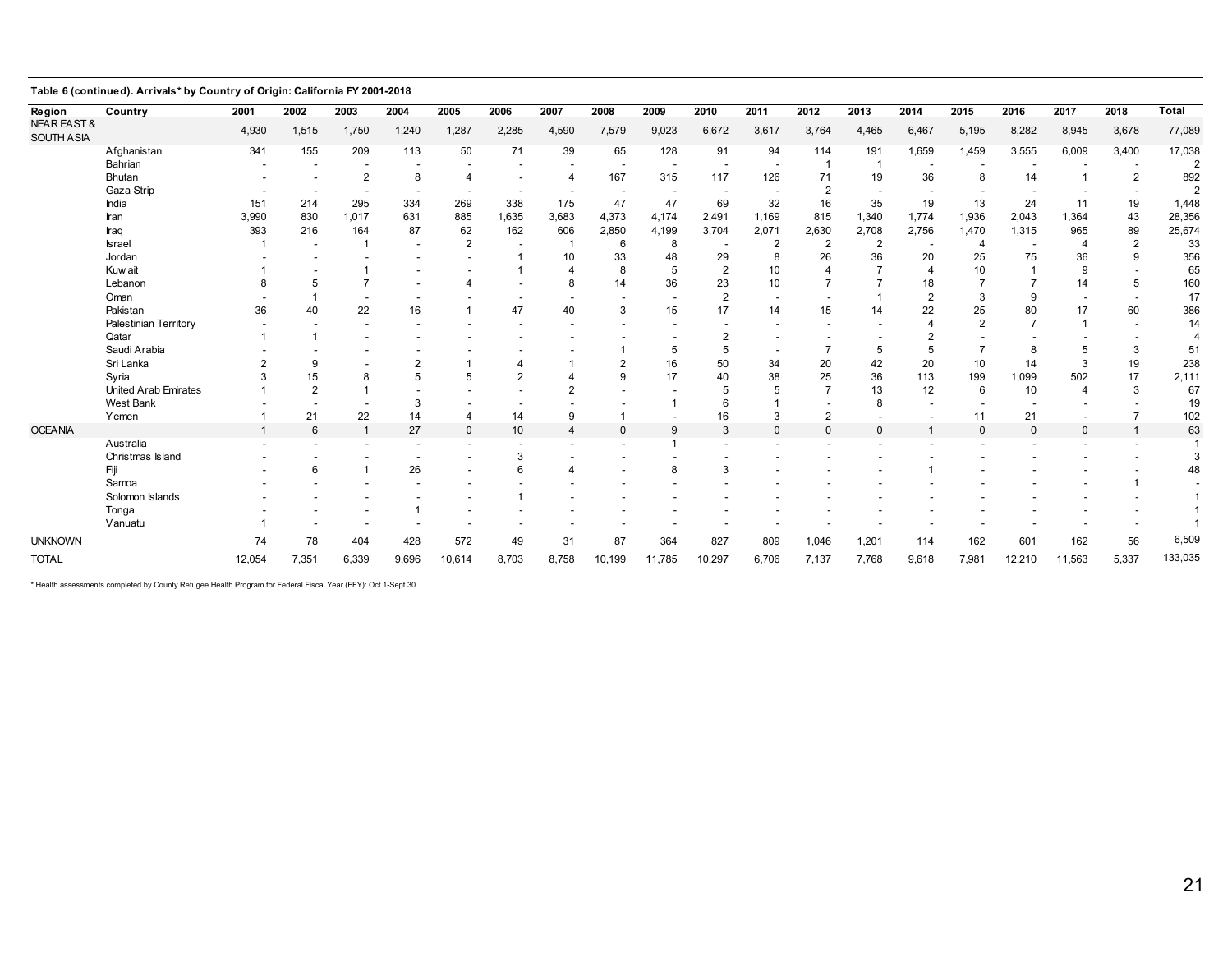**Table 6 (continued). Arrivals* by Country of Origin: California FY 2001-2018**

| Region | Country | 2001 | 2002 | 2003 | 2004 | 2005 | 2006 | 2007 | 2008 | 2009 | 2010 | 2011 | 2012 | 2013 | 2014 | 2015 | 2016 | 2017 | 2018 | Total |
|---|---|---|---|---|---|---|---|---|---|---|---|---|---|---|---|---|---|---|---|---|
| NEAR EAST & SOUTH ASIA | | 4,930 | 1,515 | 1,750 | 1,240 | 1,287 | 2,285 | 4,590 | 7,579 | 9,023 | 6,672 | 3,617 | 3,764 | 4,465 | 6,467 | 5,195 | 8,282 | 8,945 | 3,678 | 77,089 |
| | Afghanistan | 341 | 155 | 209 | 113 | 50 | 71 | 39 | 65 | 128 | 91 | 94 | 114 | 191 | 1,659 | 1,459 | 3,555 | 6,009 | 3,400 | 17,038 |
| | Bahrian | - | - | - | - | - | - | - | - | - | - | - | 1 | 1 | - | - | - | - | - | 2 |
| | Bhutan | - | - | 2 | 8 | 4 | - | 4 | 167 | 315 | 117 | 126 | 71 | 19 | 36 | 8 | 14 | 1 | 2 | 892 |
| | Gaza Strip | - | - | - | - | - | - | - | - | - | - | - | 2 | - | - | - | - | - | - | 2 |
| | India | 151 | 214 | 295 | 334 | 269 | 338 | 175 | 47 | 47 | 69 | 32 | 16 | 35 | 19 | 13 | 24 | 11 | 19 | 1,448 |
| | Iran | 3,990 | 830 | 1,017 | 631 | 885 | 1,635 | 3,683 | 4,373 | 4,174 | 2,491 | 1,169 | 815 | 1,340 | 1,774 | 1,936 | 2,043 | 1,364 | 43 | 28,356 |
| | Iraq | 393 | 216 | 164 | 87 | 62 | 162 | 606 | 2,850 | 4,199 | 3,704 | 2,071 | 2,630 | 2,708 | 2,756 | 1,470 | 1,315 | 965 | 89 | 25,674 |
| | Israel | 1 | - | 1 | - | 2 | - | 1 | 6 | 8 | - | 2 | 2 | 2 | - | 4 | - | 4 | 2 | 33 |
| | Jordan | - | - | - | - | - | 1 | 10 | 33 | 48 | 29 | 8 | 26 | 36 | 20 | 25 | 75 | 36 | 9 | 356 |
| | Kuwait | 1 | - | 1 | - | - | 1 | 4 | 8 | 5 | 2 | 10 | 4 | 7 | 4 | 10 | 1 | 9 | - | 65 |
| | Lebanon | 8 | 5 | 7 | - | 4 | - | 8 | 14 | 36 | 23 | 10 | 7 | 7 | 18 | 7 | 7 | 14 | 5 | 160 |
| | Oman | - | 1 | - | - | - | - | - | - | - | 2 | - | - | 1 | 2 | 3 | 9 | - | - | 17 |
| | Pakistan | 36 | 40 | 22 | 16 | 1 | 47 | 40 | 3 | 15 | 17 | 14 | 15 | 14 | 22 | 25 | 80 | 17 | 60 | 386 |
| | Palestinian Territory | - | - | - | - | - | - | - | - | - | - | - | - | - | 4 | 2 | 7 | 1 | - | 14 |
| | Qatar | 1 | 1 | - | - | - | - | - | - | - | 2 | - | - | - | 2 | - | - | - | - | 4 |
| | Saudi Arabia | - | - | - | - | - | - | - | 1 | 5 | 5 | - | 7 | 5 | 5 | 7 | 8 | 5 | 3 | 51 |
| | Sri Lanka | 2 | 9 | - | 2 | 1 | 4 | 1 | 2 | 16 | 50 | 34 | 20 | 42 | 20 | 10 | 14 | 3 | 19 | 238 |
| | Syria | 3 | 15 | 8 | 5 | 5 | 2 | 4 | 9 | 17 | 40 | 38 | 25 | 36 | 113 | 199 | 1,099 | 502 | 17 | 2,111 |
| | United Arab Emirates | 1 | 2 | 1 | - | - | - | 2 | - | - | 5 | 5 | 7 | 13 | 12 | 6 | 10 | 4 | 3 | 67 |
| | West Bank | - | - | - | 3 | - | - | - | - | 1 | 6 | 1 | - | 8 | - | - | - | - | - | 19 |
| | Yemen | 1 | 21 | 22 | 14 | 4 | 14 | 9 | 1 | - | 16 | 3 | 2 | - | - | 11 | 21 | - | 7 | 102 |
| OCEANIA | | 1 | 6 | 1 | 27 | 0 | 10 | 4 | 0 | 9 | 3 | 0 | 0 | 0 | 1 | 0 | 0 | 0 | 1 | 63 |
| | Australia | - | - | - | - | - | - | - | - | 1 | - | - | - | - | - | - | - | - | - | 1 |
| | Christmas Island | - | - | - | - | - | 3 | - | - | - | - | - | - | - | - | - | - | - | - | 3 |
| | Fiji | - | 6 | 1 | 26 | - | 6 | 4 | - | 8 | 3 | - | - | - | 1 | - | - | - | - | 48 |
| | Samoa | - | - | - | - | - | - | - | - | - | - | - | - | - | - | - | - | - | 1 | - |
| | Solomon Islands | - | - | - | - | - | 1 | - | - | - | - | - | - | - | - | - | - | - | - | 1 |
| | Tonga | - | - | - | 1 | - | - | - | - | - | - | - | - | - | - | - | - | - | - | 1 |
| | Vanuatu | 1 | - | - | - | - | - | - | - | - | - | - | - | - | - | - | - | - | - | 1 |
| UNKNOWN | | 74 | 78 | 404 | 428 | 572 | 49 | 31 | 87 | 364 | 827 | 809 | 1,046 | 1,201 | 114 | 162 | 601 | 162 | 56 | 6,509 |
| TOTAL | | 12,054 | 7,351 | 6,339 | 9,696 | 10,614 | 8,703 | 8,758 | 10,199 | 11,785 | 10,297 | 6,706 | 7,137 | 7,768 | 9,618 | 7,981 | 12,210 | 11,563 | 5,337 | 133,035 |

* Health assessments completed by County Refugee Health Program for Federal Fiscal Year (FFY): Oct 1-Sept 30